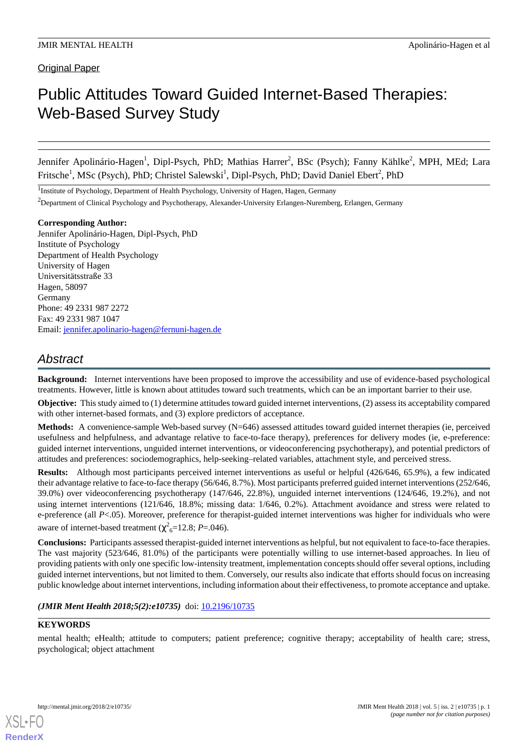Original Paper

# Public Attitudes Toward Guided Internet-Based Therapies: Web-Based Survey Study

Jennifer Apolinário-Hagen[1], Dipl-Psych, PhD; Mathias Harrer[2], BSc (Psych); Fanny Kählke[2], MPH, MEd; Lara Fritsche[1], MSc (Psych), PhD; Christel Salewski[1], Dipl-Psych, PhD; David Daniel Ebert[2], PhD

[1]Institute of Psychology, Department of Health Psychology, University of Hagen, Hagen, Germany

[2]Department of Clinical Psychology and Psychotherapy, Alexander-University Erlangen-Nuremberg, Erlangen, Germany

**Corresponding Author:**
Jennifer Apolinário-Hagen, Dipl-Psych, PhD
Institute of Psychology
Department of Health Psychology
University of Hagen
Universitätsstraße 33
Hagen, 58097
Germany
Phone: 49 2331 987 2272
Fax: 49 2331 987 1047
Email: jennifer.apolinario-hagen@fernuni-hagen.de

## Abstract

**Background:** Internet interventions have been proposed to improve the accessibility and use of evidence-based psychological treatments. However, little is known about attitudes toward such treatments, which can be an important barrier to their use.

**Objective:** This study aimed to (1) determine attitudes toward guided internet interventions, (2) assess its acceptability compared with other internet-based formats, and (3) explore predictors of acceptance.

**Methods:** A convenience-sample Web-based survey (N=646) assessed attitudes toward guided internet therapies (ie, perceived usefulness and helpfulness, and advantage relative to face-to-face therapy), preferences for delivery modes (ie, e-preference: guided internet interventions, unguided internet interventions, or videoconferencing psychotherapy), and potential predictors of attitudes and preferences: sociodemographics, help-seeking–related variables, attachment style, and perceived stress.

**Results:** Although most participants perceived internet interventions as useful or helpful (426/646, 65.9%), a few indicated their advantage relative to face-to-face therapy (56/646, 8.7%). Most participants preferred guided internet interventions (252/646, 39.0%) over videoconferencing psychotherapy (147/646, 22.8%), unguided internet interventions (124/646, 19.2%), and not using internet interventions (121/646, 18.8%; missing data: 1/646, 0.2%). Attachment avoidance and stress were related to e-preference (all $P<.05$). Moreover, preference for therapist-guided internet interventions was higher for individuals who were aware of internet-based treatment ($\chi^2_6=12.8$; $P=.046$).

**Conclusions:** Participants assessed therapist-guided internet interventions as helpful, but not equivalent to face-to-face therapies. The vast majority (523/646, 81.0%) of the participants were potentially willing to use internet-based approaches. In lieu of providing patients with only one specific low-intensity treatment, implementation concepts should offer several options, including guided internet interventions, but not limited to them. Conversely, our results also indicate that efforts should focus on increasing public knowledge about internet interventions, including information about their effectiveness, to promote acceptance and uptake.

***(JMIR Ment Health 2018;5(2):e10735)*** doi: 10.2196/10735

**KEYWORDS**

mental health; eHealth; attitude to computers; patient preference; cognitive therapy; acceptability of health care; stress, psychological; object attachment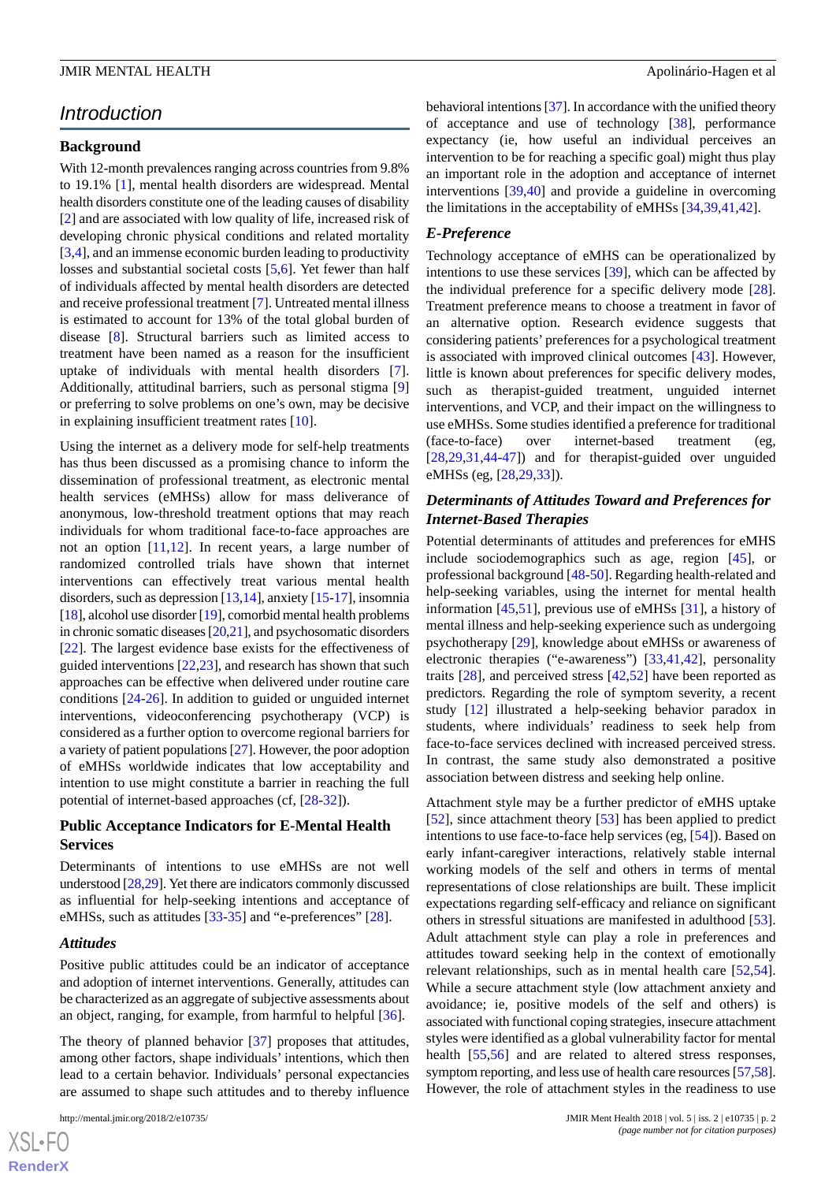## Introduction

### Background

With 12-month prevalences ranging across countries from 9.8% to 19.1% [1], mental health disorders are widespread. Mental health disorders constitute one of the leading causes of disability [2] and are associated with low quality of life, increased risk of developing chronic physical conditions and related mortality [3,4], and an immense economic burden leading to productivity losses and substantial societal costs [5,6]. Yet fewer than half of individuals affected by mental health disorders are detected and receive professional treatment [7]. Untreated mental illness is estimated to account for 13% of the total global burden of disease [8]. Structural barriers such as limited access to treatment have been named as a reason for the insufficient uptake of individuals with mental health disorders [7]. Additionally, attitudinal barriers, such as personal stigma [9] or preferring to solve problems on one's own, may be decisive in explaining insufficient treatment rates [10].

Using the internet as a delivery mode for self-help treatments has thus been discussed as a promising chance to inform the dissemination of professional treatment, as electronic mental health services (eMHSs) allow for mass deliverance of anonymous, low-threshold treatment options that may reach individuals for whom traditional face-to-face approaches are not an option [11,12]. In recent years, a large number of randomized controlled trials have shown that internet interventions can effectively treat various mental health disorders, such as depression [13,14], anxiety [15-17], insomnia [18], alcohol use disorder [19], comorbid mental health problems in chronic somatic diseases [20,21], and psychosomatic disorders [22]. The largest evidence base exists for the effectiveness of guided interventions [22,23], and research has shown that such approaches can be effective when delivered under routine care conditions [24-26]. In addition to guided or unguided internet interventions, videoconferencing psychotherapy (VCP) is considered as a further option to overcome regional barriers for a variety of patient populations [27]. However, the poor adoption of eMHSs worldwide indicates that low acceptability and intention to use might constitute a barrier in reaching the full potential of internet-based approaches (cf, [28-32]).

### Public Acceptance Indicators for E-Mental Health Services

Determinants of intentions to use eMHSs are not well understood [28,29]. Yet there are indicators commonly discussed as influential for help-seeking intentions and acceptance of eMHSs, such as attitudes [33-35] and "e-preferences" [28].

#### *Attitudes*

Positive public attitudes could be an indicator of acceptance and adoption of internet interventions. Generally, attitudes can be characterized as an aggregate of subjective assessments about an object, ranging, for example, from harmful to helpful [36].

The theory of planned behavior [37] proposes that attitudes, among other factors, shape individuals' intentions, which then lead to a certain behavior. Individuals' personal expectancies are assumed to shape such attitudes and to thereby influence behavioral intentions [37]. In accordance with the unified theory of acceptance and use of technology [38], performance expectancy (ie, how useful an individual perceives an intervention to be for reaching a specific goal) might thus play an important role in the adoption and acceptance of internet interventions [39,40] and provide a guideline in overcoming the limitations in the acceptability of eMHSs [34,39,41,42].

#### *E-Preference*

Technology acceptance of eMHS can be operationalized by intentions to use these services [39], which can be affected by the individual preference for a specific delivery mode [28]. Treatment preference means to choose a treatment in favor of an alternative option. Research evidence suggests that considering patients' preferences for a psychological treatment is associated with improved clinical outcomes [43]. However, little is known about preferences for specific delivery modes, such as therapist-guided treatment, unguided internet interventions, and VCP, and their impact on the willingness to use eMHSs. Some studies identified a preference for traditional (face-to-face) over internet-based treatment (eg, [28,29,31,44-47]) and for therapist-guided over unguided eMHSs (eg, [28,29,33]).

### *Determinants of Attitudes Toward and Preferences for Internet-Based Therapies*

Potential determinants of attitudes and preferences for eMHS include sociodemographics such as age, region [45], or professional background [48-50]. Regarding health-related and help-seeking variables, using the internet for mental health information [45,51], previous use of eMHSs [31], a history of mental illness and help-seeking experience such as undergoing psychotherapy [29], knowledge about eMHSs or awareness of electronic therapies ("e-awareness") [33,41,42], personality traits [28], and perceived stress [42,52] have been reported as predictors. Regarding the role of symptom severity, a recent study [12] illustrated a help-seeking behavior paradox in students, where individuals' readiness to seek help from face-to-face services declined with increased perceived stress. In contrast, the same study also demonstrated a positive association between distress and seeking help online.

Attachment style may be a further predictor of eMHS uptake [52], since attachment theory [53] has been applied to predict intentions to use face-to-face help services (eg, [54]). Based on early infant-caregiver interactions, relatively stable internal working models of the self and others in terms of mental representations of close relationships are built. These implicit expectations regarding self-efficacy and reliance on significant others in stressful situations are manifested in adulthood [53]. Adult attachment style can play a role in preferences and attitudes toward seeking help in the context of emotionally relevant relationships, such as in mental health care [52,54]. While a secure attachment style (low attachment anxiety and avoidance; ie, positive models of the self and others) is associated with functional coping strategies, insecure attachment styles were identified as a global vulnerability factor for mental health [55,56] and are related to altered stress responses, symptom reporting, and less use of health care resources [57,58]. However, the role of attachment styles in the readiness to use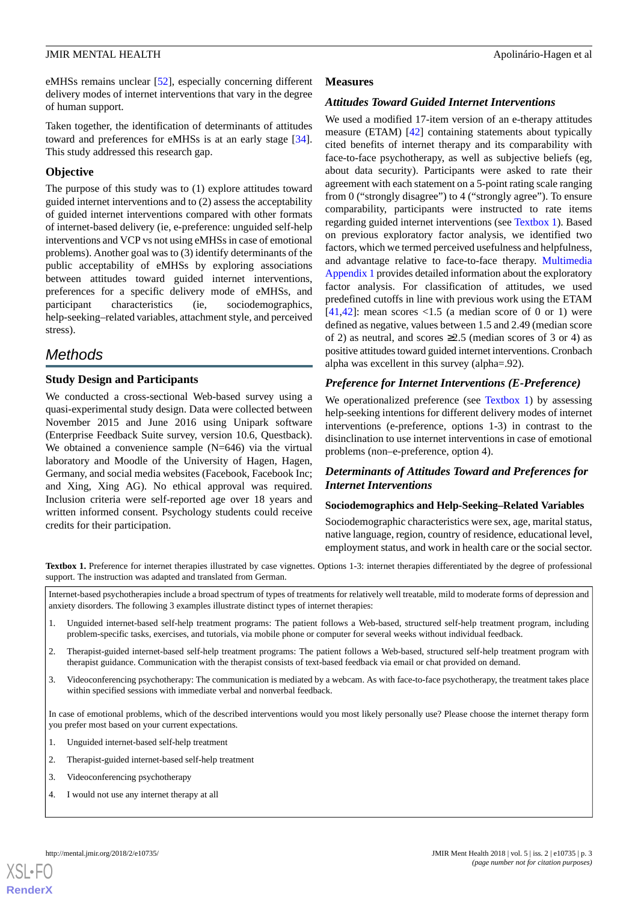eMHSs remains unclear [52], especially concerning different delivery modes of internet interventions that vary in the degree of human support.

Taken together, the identification of determinants of attitudes toward and preferences for eMHSs is at an early stage [34]. This study addressed this research gap.

## Objective

The purpose of this study was to (1) explore attitudes toward guided internet interventions and to (2) assess the acceptability of guided internet interventions compared with other formats of internet-based delivery (ie, e-preference: unguided self-help interventions and VCP vs not using eMHSs in case of emotional problems). Another goal was to (3) identify determinants of the public acceptability of eMHSs by exploring associations between attitudes toward guided internet interventions, preferences for a specific delivery mode of eMHSs, and participant characteristics (ie, sociodemographics, help-seeking–related variables, attachment style, and perceived stress).

# Methods

## Study Design and Participants

We conducted a cross-sectional Web-based survey using a quasi-experimental study design. Data were collected between November 2015 and June 2016 using Unipark software (Enterprise Feedback Suite survey, version 10.6, Questback). We obtained a convenience sample (N=646) via the virtual laboratory and Moodle of the University of Hagen, Hagen, Germany, and social media websites (Facebook, Facebook Inc; and Xing, Xing AG). No ethical approval was required. Inclusion criteria were self-reported age over 18 years and written informed consent. Psychology students could receive credits for their participation.

## Measures

### *Attitudes Toward Guided Internet Interventions*

We used a modified 17-item version of an e-therapy attitudes measure (ETAM) [42] containing statements about typically cited benefits of internet therapy and its comparability with face-to-face psychotherapy, as well as subjective beliefs (eg, about data security). Participants were asked to rate their agreement with each statement on a 5-point rating scale ranging from 0 (“strongly disagree”) to 4 (“strongly agree”). To ensure comparability, participants were instructed to rate items regarding guided internet interventions (see Textbox 1). Based on previous exploratory factor analysis, we identified two factors, which we termed perceived usefulness and helpfulness, and advantage relative to face-to-face therapy. Multimedia Appendix 1 provides detailed information about the exploratory factor analysis. For classification of attitudes, we used predefined cutoffs in line with previous work using the ETAM [41,42]: mean scores <1.5 (a median score of 0 or 1) were defined as negative, values between 1.5 and 2.49 (median score of 2) as neutral, and scores ≥2.5 (median scores of 3 or 4) as positive attitudes toward guided internet interventions. Cronbach alpha was excellent in this survey (alpha=.92).

### *Preference for Internet Interventions (E-Preference)*

We operationalized preference (see Textbox 1) by assessing help-seeking intentions for different delivery modes of internet interventions (e-preference, options 1-3) in contrast to the disinclination to use internet interventions in case of emotional problems (non–e-preference, option 4).

### *Determinants of Attitudes Toward and Preferences for Internet Interventions*

#### Sociodemographics and Help-Seeking–Related Variables

Sociodemographic characteristics were sex, age, marital status, native language, region, country of residence, educational level, employment status, and work in health care or the social sector.

**Textbox 1.** Preference for internet therapies illustrated by case vignettes. Options 1-3: internet therapies differentiated by the degree of professional support. The instruction was adapted and translated from German.

Internet-based psychotherapies include a broad spectrum of types of treatments for relatively well treatable, mild to moderate forms of depression and anxiety disorders. The following 3 examples illustrate distinct types of internet therapies:

1. Unguided internet-based self-help treatment programs: The patient follows a Web-based, structured self-help treatment program, including problem-specific tasks, exercises, and tutorials, via mobile phone or computer for several weeks without individual feedback.
2. Therapist-guided internet-based self-help treatment programs: The patient follows a Web-based, structured self-help treatment program with therapist guidance. Communication with the therapist consists of text-based feedback via email or chat provided on demand.
3. Videoconferencing psychotherapy: The communication is mediated by a webcam. As with face-to-face psychotherapy, the treatment takes place within specified sessions with immediate verbal and nonverbal feedback.

In case of emotional problems, which of the described interventions would you most likely personally use? Please choose the internet therapy form you prefer most based on your current expectations.

1. Unguided internet-based self-help treatment
2. Therapist-guided internet-based self-help treatment
3. Videoconferencing psychotherapy
4. I would not use any internet therapy at all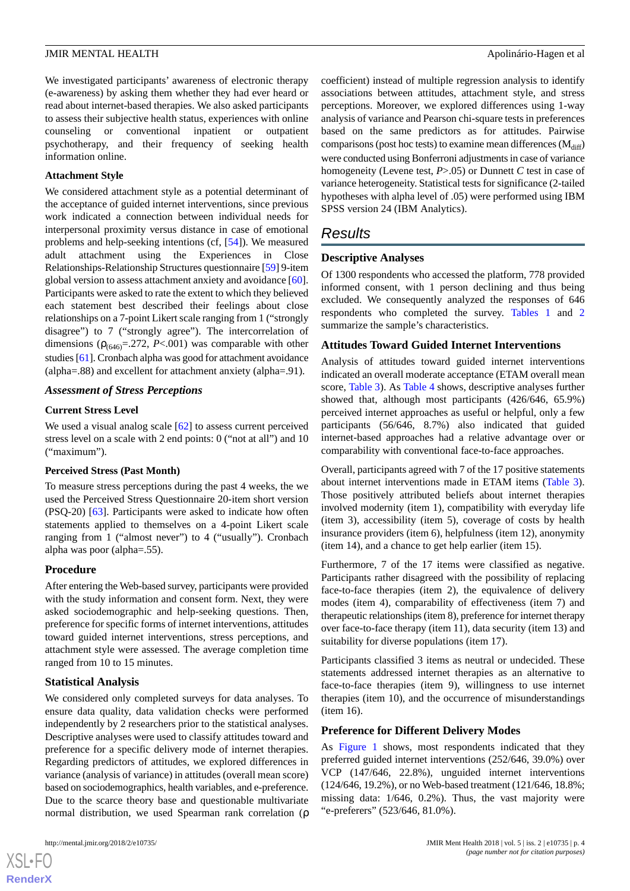We investigated participants' awareness of electronic therapy (e-awareness) by asking them whether they had ever heard or read about internet-based therapies. We also asked participants to assess their subjective health status, experiences with online counseling or conventional inpatient or outpatient psychotherapy, and their frequency of seeking health information online.

### Attachment Style

We considered attachment style as a potential determinant of the acceptance of guided internet interventions, since previous work indicated a connection between individual needs for interpersonal proximity versus distance in case of emotional problems and help-seeking intentions (cf, [54]). We measured adult attachment using the Experiences in Close Relationships-Relationship Structures questionnaire [59] 9-item global version to assess attachment anxiety and avoidance [60]. Participants were asked to rate the extent to which they believed each statement best described their feelings about close relationships on a 7-point Likert scale ranging from 1 ("strongly disagree") to 7 ("strongly agree"). The intercorrelation of dimensions ($\rho_{(646)}$=.272, $P$<.001) was comparable with other studies [61]. Cronbach alpha was good for attachment avoidance (alpha=.88) and excellent for attachment anxiety (alpha=.91).

## *Assessment of Stress Perceptions*

### Current Stress Level

We used a visual analog scale [62] to assess current perceived stress level on a scale with 2 end points: 0 ("not at all") and 10 ("maximum").

### Perceived Stress (Past Month)

To measure stress perceptions during the past 4 weeks, the we used the Perceived Stress Questionnaire 20-item short version (PSQ-20) [63]. Participants were asked to indicate how often statements applied to themselves on a 4-point Likert scale ranging from 1 ("almost never") to 4 ("usually"). Cronbach alpha was poor (alpha=.55).

## Procedure

After entering the Web-based survey, participants were provided with the study information and consent form. Next, they were asked sociodemographic and help-seeking questions. Then, preference for specific forms of internet interventions, attitudes toward guided internet interventions, stress perceptions, and attachment style were assessed. The average completion time ranged from 10 to 15 minutes.

## Statistical Analysis

We considered only completed surveys for data analyses. To ensure data quality, data validation checks were performed independently by 2 researchers prior to the statistical analyses. Descriptive analyses were used to classify attitudes toward and preference for a specific delivery mode of internet therapies. Regarding predictors of attitudes, we explored differences in variance (analysis of variance) in attitudes (overall mean score) based on sociodemographics, health variables, and e-preference. Due to the scarce theory base and questionable multivariate normal distribution, we used Spearman rank correlation (ρ coefficient) instead of multiple regression analysis to identify associations between attitudes, attachment style, and stress perceptions. Moreover, we explored differences using 1-way analysis of variance and Pearson chi-square tests in preferences based on the same predictors as for attitudes. Pairwise comparisons (post hoc tests) to examine mean differences ($M_{diff}$) were conducted using Bonferroni adjustments in case of variance homogeneity (Levene test, $P$>.05) or Dunnett $C$ test in case of variance heterogeneity. Statistical tests for significance (2-tailed hypotheses with alpha level of .05) were performed using IBM SPSS version 24 (IBM Analytics).

# *Results*

## Descriptive Analyses

Of 1300 respondents who accessed the platform, 778 provided informed consent, with 1 person declining and thus being excluded. We consequently analyzed the responses of 646 respondents who completed the survey. Tables 1 and 2 summarize the sample's characteristics.

## Attitudes Toward Guided Internet Interventions

Analysis of attitudes toward guided internet interventions indicated an overall moderate acceptance (ETAM overall mean score, Table 3). As Table 4 shows, descriptive analyses further showed that, although most participants (426/646, 65.9%) perceived internet approaches as useful or helpful, only a few participants (56/646, 8.7%) also indicated that guided internet-based approaches had a relative advantage over or comparability with conventional face-to-face approaches.

Overall, participants agreed with 7 of the 17 positive statements about internet interventions made in ETAM items (Table 3). Those positively attributed beliefs about internet therapies involved modernity (item 1), compatibility with everyday life (item 3), accessibility (item 5), coverage of costs by health insurance providers (item 6), helpfulness (item 12), anonymity (item 14), and a chance to get help earlier (item 15).

Furthermore, 7 of the 17 items were classified as negative. Participants rather disagreed with the possibility of replacing face-to-face therapies (item 2), the equivalence of delivery modes (item 4), comparability of effectiveness (item 7) and therapeutic relationships (item 8), preference for internet therapy over face-to-face therapy (item 11), data security (item 13) and suitability for diverse populations (item 17).

Participants classified 3 items as neutral or undecided. These statements addressed internet therapies as an alternative to face-to-face therapies (item 9), willingness to use internet therapies (item 10), and the occurrence of misunderstandings (item 16).

## Preference for Different Delivery Modes

As Figure 1 shows, most respondents indicated that they preferred guided internet interventions (252/646, 39.0%) over VCP (147/646, 22.8%), unguided internet interventions (124/646, 19.2%), or no Web-based treatment (121/646, 18.8%; missing data: 1/646, 0.2%). Thus, the vast majority were "e-preferers" (523/646, 81.0%).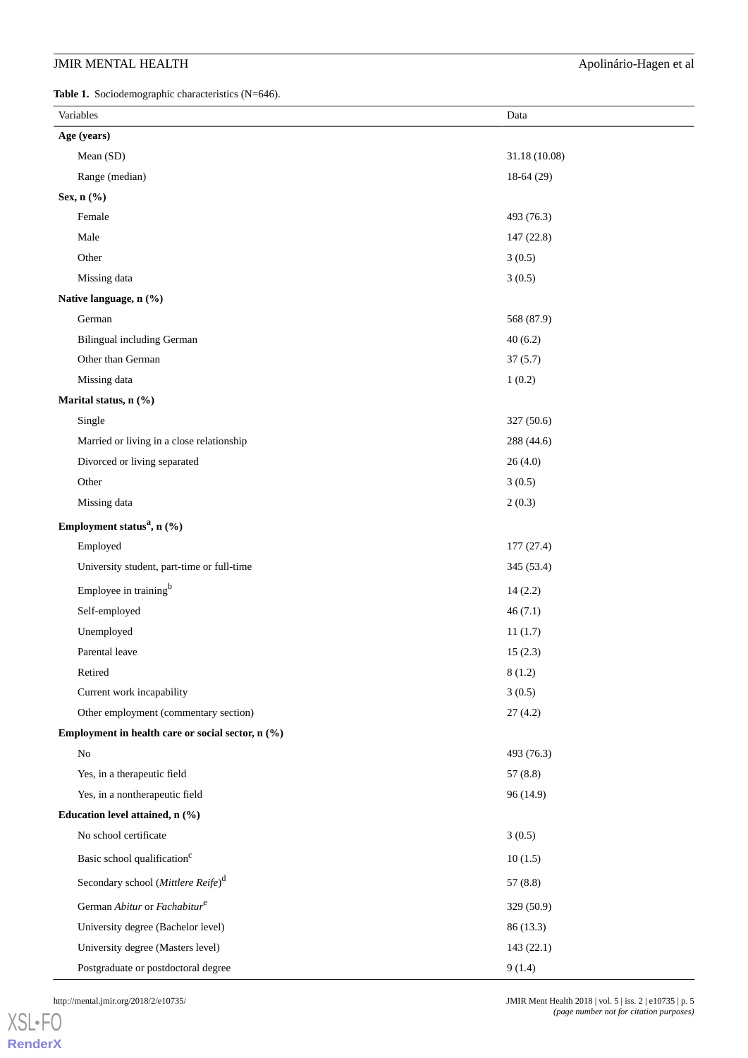**Table 1.** Sociodemographic characteristics (N=646).

| Variables | Data |
|---|---|
| **Age (years)** | |
| Mean (SD) | 31.18 (10.08) |
| Range (median) | 18-64 (29) |
| **Sex, n (%)** | |
| Female | 493 (76.3) |
| Male | 147 (22.8) |
| Other | 3 (0.5) |
| Missing data | 3 (0.5) |
| **Native language, n (%)** | |
| German | 568 (87.9) |
| Bilingual including German | 40 (6.2) |
| Other than German | 37 (5.7) |
| Missing data | 1 (0.2) |
| **Marital status, n (%)** | |
| Single | 327 (50.6) |
| Married or living in a close relationship | 288 (44.6) |
| Divorced or living separated | 26 (4.0) |
| Other | 3 (0.5) |
| Missing data | 2 (0.3) |
| **Employment status[a], n (%)** | |
| Employed | 177 (27.4) |
| University student, part-time or full-time | 345 (53.4) |
| Employee in training[b] | 14 (2.2) |
| Self-employed | 46 (7.1) |
| Unemployed | 11 (1.7) |
| Parental leave | 15 (2.3) |
| Retired | 8 (1.2) |
| Current work incapability | 3 (0.5) |
| Other employment (commentary section) | 27 (4.2) |
| **Employment in health care or social sector, n (%)** | |
| No | 493 (76.3) |
| Yes, in a therapeutic field | 57 (8.8) |
| Yes, in a nontherapeutic field | 96 (14.9) |
| **Education level attained, n (%)** | |
| No school certificate | 3 (0.5) |
| Basic school qualification[c] | 10 (1.5) |
| Secondary school (*Mittlere Reife*)[d] | 57 (8.8) |
| German *Abitur* or *Fachabitur*[e] | 329 (50.9) |
| University degree (Bachelor level) | 86 (13.3) |
| University degree (Masters level) | 143 (22.1) |
| Postgraduate or postdoctoral degree | 9 (1.4) |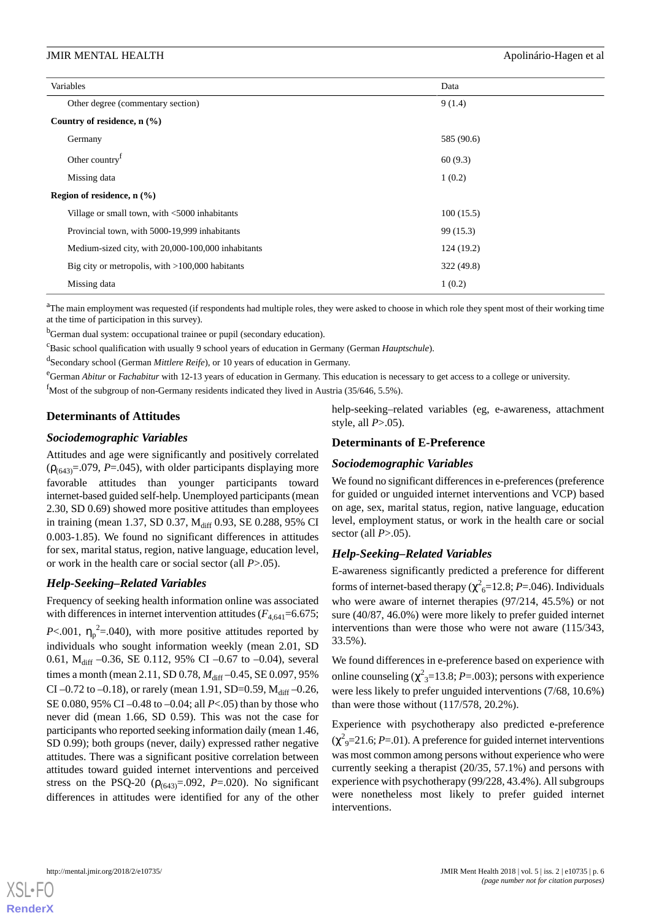| Variables | Data |
| --- | --- |
| Other degree (commentary section) | 9 (1.4) |
| **Country of residence, n (%)** | |
| Germany | 585 (90.6) |
| Other country[f] | 60 (9.3) |
| Missing data | 1 (0.2) |
| **Region of residence, n (%)** | |
| Village or small town, with <5000 inhabitants | 100 (15.5) |
| Provincial town, with 5000-19,999 inhabitants | 99 (15.3) |
| Medium-sized city, with 20,000-100,000 inhabitants | 124 (19.2) |
| Big city or metropolis, with >100,000 habitants | 322 (49.8) |
| Missing data | 1 (0.2) |

[a]The main employment was requested (if respondents had multiple roles, they were asked to choose in which role they spent most of their working time at the time of participation in this survey).

[b]German dual system: occupational trainee or pupil (secondary education).

[c]Basic school qualification with usually 9 school years of education in Germany (German *Hauptschule*).

[d]Secondary school (German *Mittlere Reife*), or 10 years of education in Germany.

[e]German *Abitur* or *Fachabitur* with 12-13 years of education in Germany. This education is necessary to get access to a college or university.

[f]Most of the subgroup of non-Germany residents indicated they lived in Austria (35/646, 5.5%).

## Determinants of Attitudes

### Sociodemographic Variables

Attitudes and age were significantly and positively correlated ($\rho_{(643)}$=.079, $P$=.045), with older participants displaying more favorable attitudes than younger participants toward internet-based guided self-help. Unemployed participants (mean 2.30, SD 0.69) showed more positive attitudes than employees in training (mean 1.37, SD 0.37, $M_{diff}$ 0.93, SE 0.288, 95% CI 0.003-1.85). We found no significant differences in attitudes for sex, marital status, region, native language, education level, or work in the health care or social sector (all $P$>.05).

### Help-Seeking–Related Variables

Frequency of seeking health information online was associated with differences in internet intervention attitudes ($F_{4,641}$=6.675; $P$<.001, $\eta_p^2$=.040), with more positive attitudes reported by individuals who sought information weekly (mean 2.01, SD 0.61, $M_{diff}$ –0.36, SE 0.112, 95% CI –0.67 to –0.04), several times a month (mean 2.11, SD 0.78, $M_{diff}$ –0.45, SE 0.097, 95% CI –0.72 to –0.18), or rarely (mean 1.91, SD=0.59, $M_{diff}$ –0.26, SE 0.080, 95% CI –0.48 to –0.04; all $P$<.05) than by those who never did (mean 1.66, SD 0.59). This was not the case for participants who reported seeking information daily (mean 1.46, SD 0.99); both groups (never, daily) expressed rather negative attitudes. There was a significant positive correlation between attitudes toward guided internet interventions and perceived stress on the PSQ-20 ($\rho_{(643)}$=.092, $P$=.020). No significant differences in attitudes were identified for any of the other help-seeking–related variables (eg, e-awareness, attachment style, all $P$>.05).

## Determinants of E-Preference

### Sociodemographic Variables

We found no significant differences in e-preferences (preference for guided or unguided internet interventions and VCP) based on age, sex, marital status, region, native language, education level, employment status, or work in the health care or social sector (all $P$>.05).

### Help-Seeking–Related Variables

E-awareness significantly predicted a preference for different forms of internet-based therapy ($\chi^2_6$=12.8; $P$=.046). Individuals who were aware of internet therapies (97/214, 45.5%) or not sure (40/87, 46.0%) were more likely to prefer guided internet interventions than were those who were not aware (115/343, 33.5%).

We found differences in e-preference based on experience with online counseling ($\chi^2_3$=13.8; $P$=.003); persons with experience were less likely to prefer unguided interventions (7/68, 10.6%) than were those without (117/578, 20.2%).

Experience with psychotherapy also predicted e-preference ($\chi^2_9$=21.6; $P$=.01). A preference for guided internet interventions was most common among persons without experience who were currently seeking a therapist (20/35, 57.1%) and persons with experience with psychotherapy (99/228, 43.4%). All subgroups were nonetheless most likely to prefer guided internet interventions.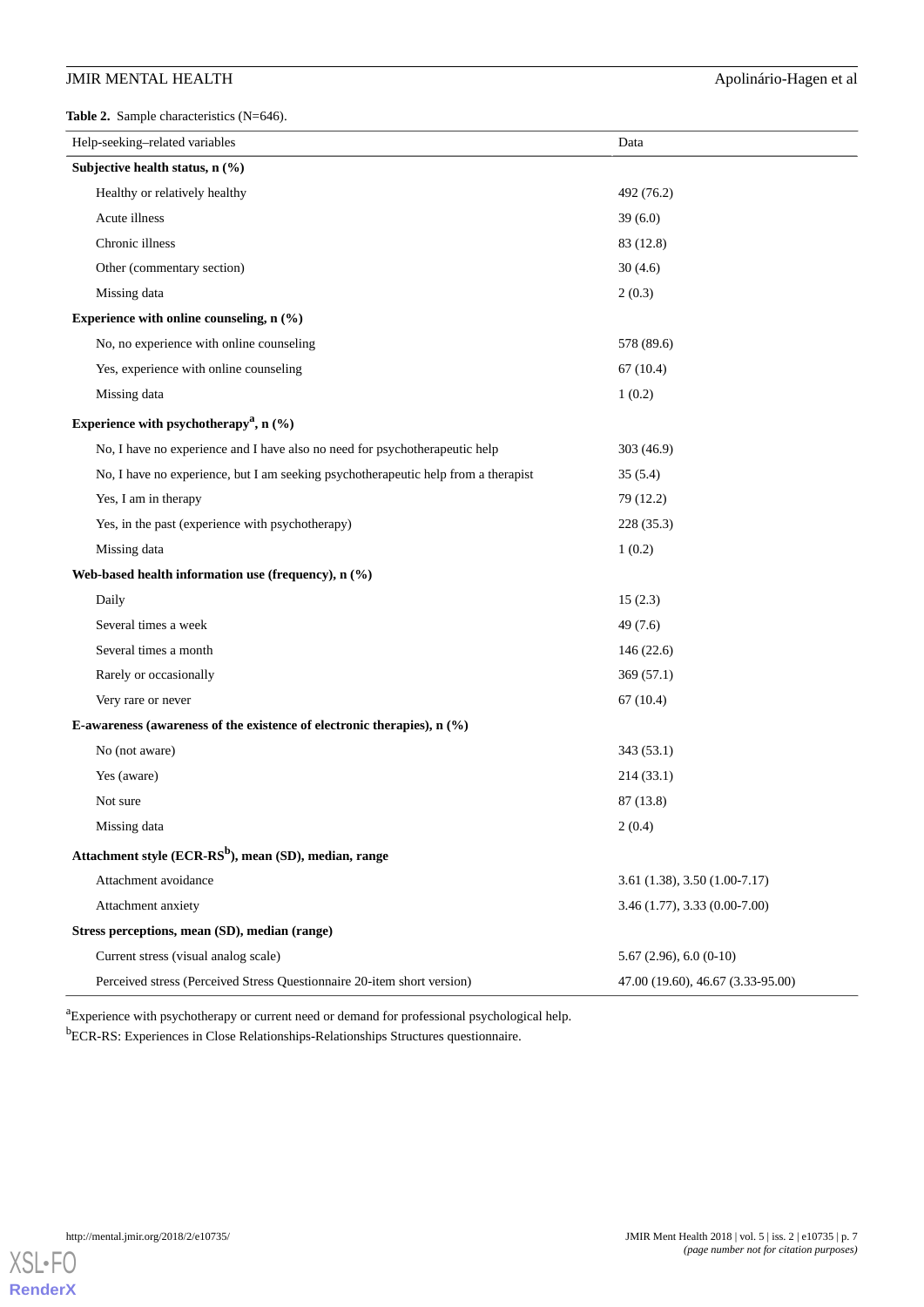**Table 2.** Sample characteristics (N=646).

| Help-seeking–related variables | Data |
|---|---|
| **Subjective health status, n (%)** | |
| Healthy or relatively healthy | 492 (76.2) |
| Acute illness | 39 (6.0) |
| Chronic illness | 83 (12.8) |
| Other (commentary section) | 30 (4.6) |
| Missing data | 2 (0.3) |
| **Experience with online counseling, n (%)** | |
| No, no experience with online counseling | 578 (89.6) |
| Yes, experience with online counseling | 67 (10.4) |
| Missing data | 1 (0.2) |
| **Experience with psychotherapy[a], n (%)** | |
| No, I have no experience and I have also no need for psychotherapeutic help | 303 (46.9) |
| No, I have no experience, but I am seeking psychotherapeutic help from a therapist | 35 (5.4) |
| Yes, I am in therapy | 79 (12.2) |
| Yes, in the past (experience with psychotherapy) | 228 (35.3) |
| Missing data | 1 (0.2) |
| **Web-based health information use (frequency), n (%)** | |
| Daily | 15 (2.3) |
| Several times a week | 49 (7.6) |
| Several times a month | 146 (22.6) |
| Rarely or occasionally | 369 (57.1) |
| Very rare or never | 67 (10.4) |
| **E-awareness (awareness of the existence of electronic therapies), n (%)** | |
| No (not aware) | 343 (53.1) |
| Yes (aware) | 214 (33.1) |
| Not sure | 87 (13.8) |
| Missing data | 2 (0.4) |
| **Attachment style (ECR-RS[b]), mean (SD), median, range** | |
| Attachment avoidance | 3.61 (1.38), 3.50 (1.00-7.17) |
| Attachment anxiety | 3.46 (1.77), 3.33 (0.00-7.00) |
| **Stress perceptions, mean (SD), median (range)** | |
| Current stress (visual analog scale) | 5.67 (2.96), 6.0 (0-10) |
| Perceived stress (Perceived Stress Questionnaire 20-item short version) | 47.00 (19.60), 46.67 (3.33-95.00) |

[a]Experience with psychotherapy or current need or demand for professional psychological help.

[b]ECR-RS: Experiences in Close Relationships-Relationships Structures questionnaire.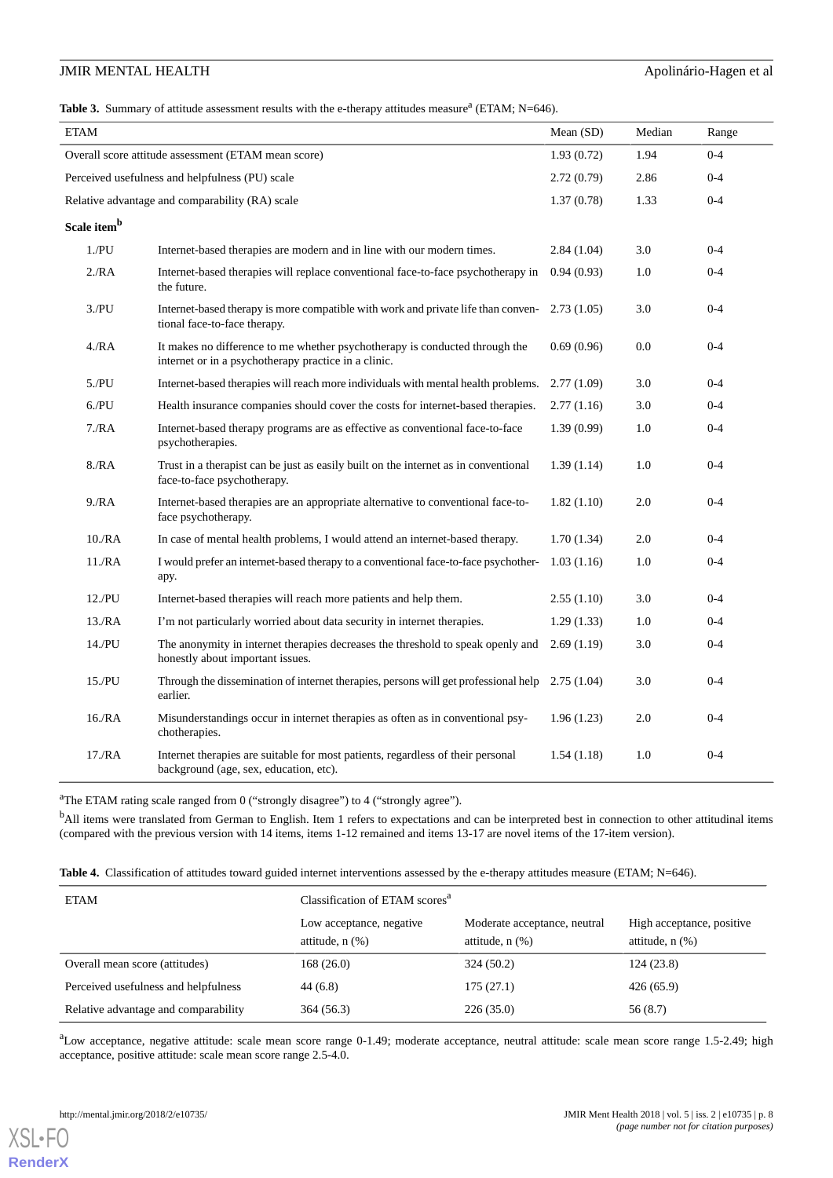**Table 3.** Summary of attitude assessment results with the e-therapy attitudes measure[a] (ETAM; N=646).

| ETAM | | Mean (SD) | Median | Range |
|---|---|---|---|---|
| Overall score attitude assessment (ETAM mean score) | | 1.93 (0.72) | 1.94 | 0-4 |
| Perceived usefulness and helpfulness (PU) scale | | 2.72 (0.79) | 2.86 | 0-4 |
| Relative advantage and comparability (RA) scale | | 1.37 (0.78) | 1.33 | 0-4 |
| **Scale item[b]** | | | | |
| 1./PU | Internet-based therapies are modern and in line with our modern times. | 2.84 (1.04) | 3.0 | 0-4 |
| 2./RA | Internet-based therapies will replace conventional face-to-face psychotherapy in the future. | 0.94 (0.93) | 1.0 | 0-4 |
| 3./PU | Internet-based therapy is more compatible with work and private life than conventional face-to-face therapy. | 2.73 (1.05) | 3.0 | 0-4 |
| 4./RA | It makes no difference to me whether psychotherapy is conducted through the internet or in a psychotherapy practice in a clinic. | 0.69 (0.96) | 0.0 | 0-4 |
| 5./PU | Internet-based therapies will reach more individuals with mental health problems. | 2.77 (1.09) | 3.0 | 0-4 |
| 6./PU | Health insurance companies should cover the costs for internet-based therapies. | 2.77 (1.16) | 3.0 | 0-4 |
| 7./RA | Internet-based therapy programs are as effective as conventional face-to-face psychotherapies. | 1.39 (0.99) | 1.0 | 0-4 |
| 8./RA | Trust in a therapist can be just as easily built on the internet as in conventional face-to-face psychotherapy. | 1.39 (1.14) | 1.0 | 0-4 |
| 9./RA | Internet-based therapies are an appropriate alternative to conventional face-to-face psychotherapy. | 1.82 (1.10) | 2.0 | 0-4 |
| 10./RA | In case of mental health problems, I would attend an internet-based therapy. | 1.70 (1.34) | 2.0 | 0-4 |
| 11./RA | I would prefer an internet-based therapy to a conventional face-to-face psychotherapy. | 1.03 (1.16) | 1.0 | 0-4 |
| 12./PU | Internet-based therapies will reach more patients and help them. | 2.55 (1.10) | 3.0 | 0-4 |
| 13./RA | I'm not particularly worried about data security in internet therapies. | 1.29 (1.33) | 1.0 | 0-4 |
| 14./PU | The anonymity in internet therapies decreases the threshold to speak openly and honestly about important issues. | 2.69 (1.19) | 3.0 | 0-4 |
| 15./PU | Through the dissemination of internet therapies, persons will get professional help earlier. | 2.75 (1.04) | 3.0 | 0-4 |
| 16./RA | Misunderstandings occur in internet therapies as often as in conventional psychotherapies. | 1.96 (1.23) | 2.0 | 0-4 |
| 17./RA | Internet therapies are suitable for most patients, regardless of their personal background (age, sex, education, etc). | 1.54 (1.18) | 1.0 | 0-4 |

[a]The ETAM rating scale ranged from 0 ("strongly disagree") to 4 ("strongly agree").

[b]All items were translated from German to English. Item 1 refers to expectations and can be interpreted best in connection to other attitudinal items (compared with the previous version with 14 items, items 1-12 remained and items 13-17 are novel items of the 17-item version).

**Table 4.** Classification of attitudes toward guided internet interventions assessed by the e-therapy attitudes measure (ETAM; N=646).

| ETAM | Classification of ETAM scores[a] | | |
|---|---|---|---|
| | Low acceptance, negative attitude, n (%) | Moderate acceptance, neutral attitude, n (%) | High acceptance, positive attitude, n (%) |
| Overall mean score (attitudes) | 168 (26.0) | 324 (50.2) | 124 (23.8) |
| Perceived usefulness and helpfulness | 44 (6.8) | 175 (27.1) | 426 (65.9) |
| Relative advantage and comparability | 364 (56.3) | 226 (35.0) | 56 (8.7) |

[a]Low acceptance, negative attitude: scale mean score range 0-1.49; moderate acceptance, neutral attitude: scale mean score range 1.5-2.49; high acceptance, positive attitude: scale mean score range 2.5-4.0.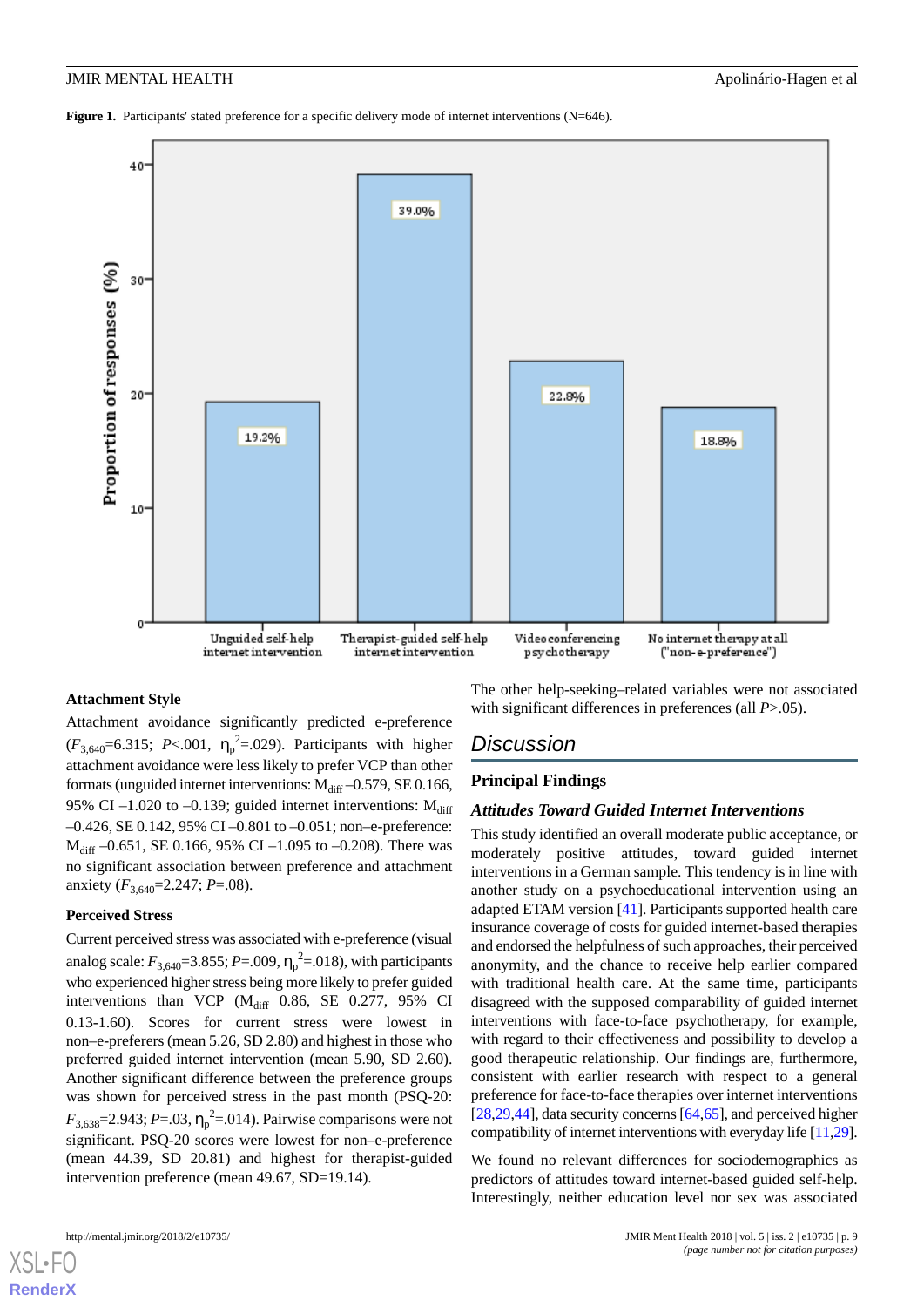**Figure 1.** Participants' stated preference for a specific delivery mode of internet interventions (N=646).

### Attachment Style

Attachment avoidance significantly predicted e-preference ($F_{3,640}$=6.315; *P*<.001, $\eta_p^2$=.029). Participants with higher attachment avoidance were less likely to prefer VCP than other formats (unguided internet interventions: $M_{diff}$ –0.579, SE 0.166, 95% CI –1.020 to –0.139; guided internet interventions: $M_{diff}$ –0.426, SE 0.142, 95% CI –0.801 to –0.051; non–e-preference: $M_{diff}$ –0.651, SE 0.166, 95% CI –1.095 to –0.208). There was no significant association between preference and attachment anxiety ($F_{3,640}$=2.247; *P*=.08).

### Perceived Stress

Current perceived stress was associated with e-preference (visual analog scale: $F_{3,640}$=3.855; *P*=.009, $\eta_p^2$=.018), with participants who experienced higher stress being more likely to prefer guided interventions than VCP ($M_{diff}$ 0.86, SE 0.277, 95% CI 0.13-1.60). Scores for current stress were lowest in non–e-preferers (mean 5.26, SD 2.80) and highest in those who preferred guided internet intervention (mean 5.90, SD 2.60). Another significant difference between the preference groups was shown for perceived stress in the past month (PSQ-20: $F_{3,638}$=2.943; *P*=.03, $\eta_p^2$=.014). Pairwise comparisons were not significant. PSQ-20 scores were lowest for non–e-preference (mean 44.39, SD 20.81) and highest for therapist-guided intervention preference (mean 49.67, SD=19.14).

The other help-seeking–related variables were not associated with significant differences in preferences (all *P*>.05).

## Discussion

### Principal Findings

#### *Attitudes Toward Guided Internet Interventions*

This study identified an overall moderate public acceptance, or moderately positive attitudes, toward guided internet interventions in a German sample. This tendency is in line with another study on a psychoeducational intervention using an adapted ETAM version [41]. Participants supported health care insurance coverage of costs for guided internet-based therapies and endorsed the helpfulness of such approaches, their perceived anonymity, and the chance to receive help earlier compared with traditional health care. At the same time, participants disagreed with the supposed comparability of guided internet interventions with face-to-face psychotherapy, for example, with regard to their effectiveness and possibility to develop a good therapeutic relationship. Our findings are, furthermore, consistent with earlier research with respect to a general preference for face-to-face therapies over internet interventions [28,29,44], data security concerns [64,65], and perceived higher compatibility of internet interventions with everyday life [11,29].

We found no relevant differences for sociodemographics as predictors of attitudes toward internet-based guided self-help. Interestingly, neither education level nor sex was associated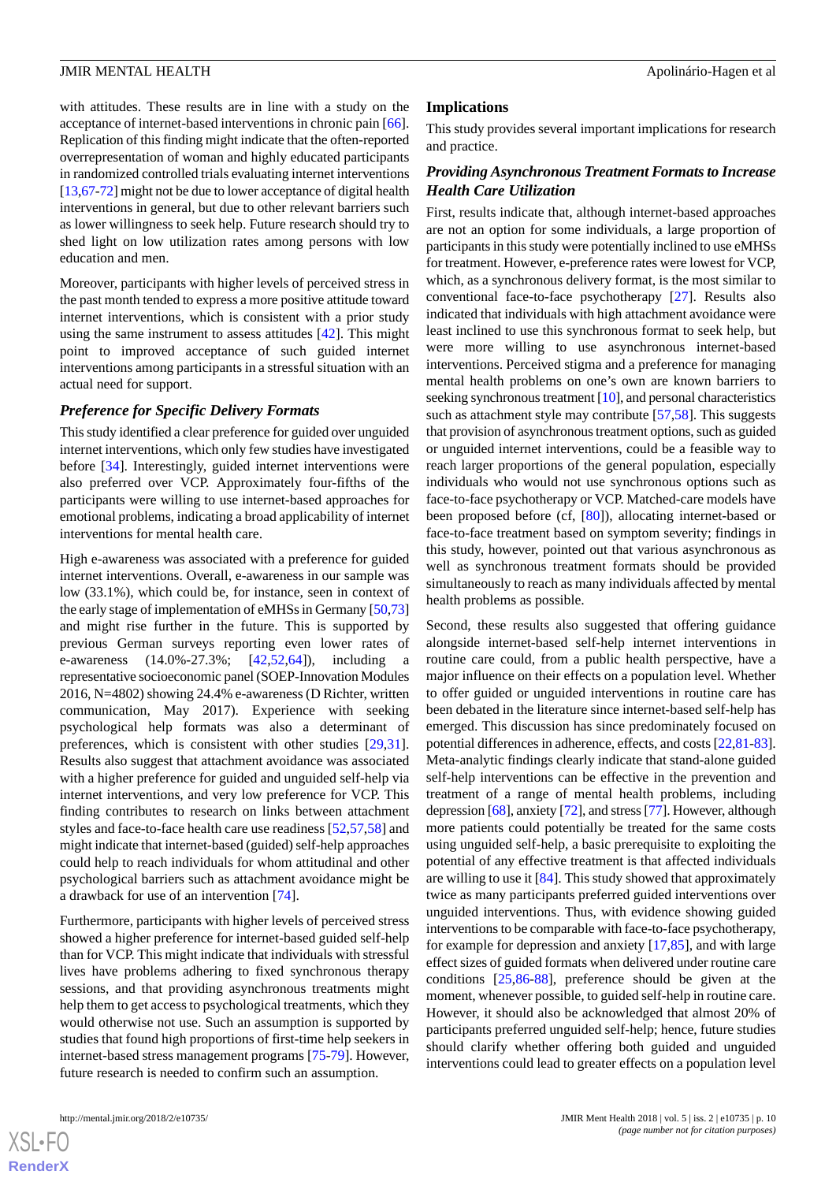with attitudes. These results are in line with a study on the acceptance of internet-based interventions in chronic pain [66]. Replication of this finding might indicate that the often-reported overrepresentation of woman and highly educated participants in randomized controlled trials evaluating internet interventions [13,67-72] might not be due to lower acceptance of digital health interventions in general, but due to other relevant barriers such as lower willingness to seek help. Future research should try to shed light on low utilization rates among persons with low education and men.

Moreover, participants with higher levels of perceived stress in the past month tended to express a more positive attitude toward internet interventions, which is consistent with a prior study using the same instrument to assess attitudes [42]. This might point to improved acceptance of such guided internet interventions among participants in a stressful situation with an actual need for support.

### *Preference for Specific Delivery Formats*

This study identified a clear preference for guided over unguided internet interventions, which only few studies have investigated before [34]. Interestingly, guided internet interventions were also preferred over VCP. Approximately four-fifths of the participants were willing to use internet-based approaches for emotional problems, indicating a broad applicability of internet interventions for mental health care.

High e-awareness was associated with a preference for guided internet interventions. Overall, e-awareness in our sample was low (33.1%), which could be, for instance, seen in context of the early stage of implementation of eMHSs in Germany [50,73] and might rise further in the future. This is supported by previous German surveys reporting even lower rates of e-awareness (14.0%-27.3%; [42,52,64]), including a representative socioeconomic panel (SOEP-Innovation Modules 2016, N=4802) showing 24.4% e-awareness (D Richter, written communication, May 2017). Experience with seeking psychological help formats was also a determinant of preferences, which is consistent with other studies [29,31]. Results also suggest that attachment avoidance was associated with a higher preference for guided and unguided self-help via internet interventions, and very low preference for VCP. This finding contributes to research on links between attachment styles and face-to-face health care use readiness [52,57,58] and might indicate that internet-based (guided) self-help approaches could help to reach individuals for whom attitudinal and other psychological barriers such as attachment avoidance might be a drawback for use of an intervention [74].

Furthermore, participants with higher levels of perceived stress showed a higher preference for internet-based guided self-help than for VCP. This might indicate that individuals with stressful lives have problems adhering to fixed synchronous therapy sessions, and that providing asynchronous treatments might help them to get access to psychological treatments, which they would otherwise not use. Such an assumption is supported by studies that found high proportions of first-time help seekers in internet-based stress management programs [75-79]. However, future research is needed to confirm such an assumption.

## Implications

This study provides several important implications for research and practice.

### *Providing Asynchronous Treatment Formats to Increase Health Care Utilization*

First, results indicate that, although internet-based approaches are not an option for some individuals, a large proportion of participants in this study were potentially inclined to use eMHSs for treatment. However, e-preference rates were lowest for VCP, which, as a synchronous delivery format, is the most similar to conventional face-to-face psychotherapy [27]. Results also indicated that individuals with high attachment avoidance were least inclined to use this synchronous format to seek help, but were more willing to use asynchronous internet-based interventions. Perceived stigma and a preference for managing mental health problems on one's own are known barriers to seeking synchronous treatment [10], and personal characteristics such as attachment style may contribute [57,58]. This suggests that provision of asynchronous treatment options, such as guided or unguided internet interventions, could be a feasible way to reach larger proportions of the general population, especially individuals who would not use synchronous options such as face-to-face psychotherapy or VCP. Matched-care models have been proposed before (cf, [80]), allocating internet-based or face-to-face treatment based on symptom severity; findings in this study, however, pointed out that various asynchronous as well as synchronous treatment formats should be provided simultaneously to reach as many individuals affected by mental health problems as possible.

Second, these results also suggested that offering guidance alongside internet-based self-help internet interventions in routine care could, from a public health perspective, have a major influence on their effects on a population level. Whether to offer guided or unguided interventions in routine care has been debated in the literature since internet-based self-help has emerged. This discussion has since predominately focused on potential differences in adherence, effects, and costs [22,81-83]. Meta-analytic findings clearly indicate that stand-alone guided self-help interventions can be effective in the prevention and treatment of a range of mental health problems, including depression [68], anxiety [72], and stress [77]. However, although more patients could potentially be treated for the same costs using unguided self-help, a basic prerequisite to exploiting the potential of any effective treatment is that affected individuals are willing to use it [84]. This study showed that approximately twice as many participants preferred guided interventions over unguided interventions. Thus, with evidence showing guided interventions to be comparable with face-to-face psychotherapy, for example for depression and anxiety [17,85], and with large effect sizes of guided formats when delivered under routine care conditions [25,86-88], preference should be given at the moment, whenever possible, to guided self-help in routine care. However, it should also be acknowledged that almost 20% of participants preferred unguided self-help; hence, future studies should clarify whether offering both guided and unguided interventions could lead to greater effects on a population level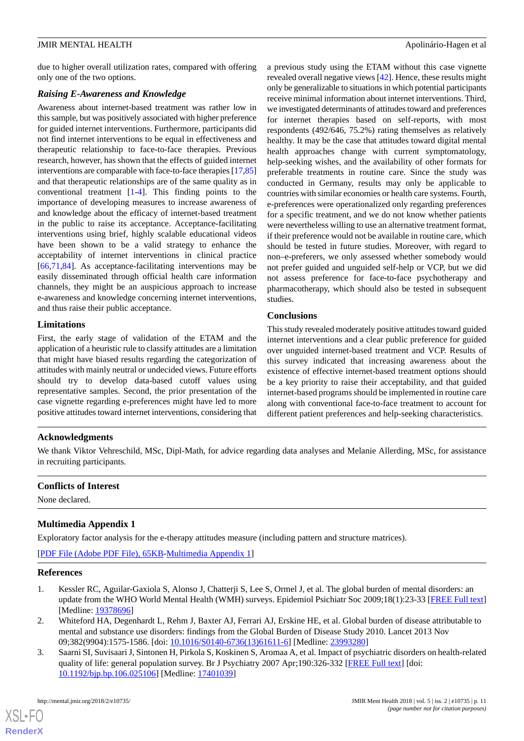due to higher overall utilization rates, compared with offering only one of the two options.

### Raising E-Awareness and Knowledge

Awareness about internet-based treatment was rather low in this sample, but was positively associated with higher preference for guided internet interventions. Furthermore, participants did not find internet interventions to be equal in effectiveness and therapeutic relationship to face-to-face therapies. Previous research, however, has shown that the effects of guided internet interventions are comparable with face-to-face therapies [17,85] and that therapeutic relationships are of the same quality as in conventional treatment [1-4]. This finding points to the importance of developing measures to increase awareness of and knowledge about the efficacy of internet-based treatment in the public to raise its acceptance. Acceptance-facilitating interventions using brief, highly scalable educational videos have been shown to be a valid strategy to enhance the acceptability of internet interventions in clinical practice [66,71,84]. As acceptance-facilitating interventions may be easily disseminated through official health care information channels, they might be an auspicious approach to increase e-awareness and knowledge concerning internet interventions, and thus raise their public acceptance.

### Limitations

First, the early stage of validation of the ETAM and the application of a heuristic rule to classify attitudes are a limitation that might have biased results regarding the categorization of attitudes with mainly neutral or undecided views. Future efforts should try to develop data-based cutoff values using representative samples. Second, the prior presentation of the case vignette regarding e-preferences might have led to more positive attitudes toward internet interventions, considering that a previous study using the ETAM without this case vignette revealed overall negative views [42]. Hence, these results might only be generalizable to situations in which potential participants receive minimal information about internet interventions. Third, we investigated determinants of attitudes toward and preferences for internet therapies based on self-reports, with most respondents (492/646, 75.2%) rating themselves as relatively healthy. It may be the case that attitudes toward digital mental health approaches change with current symptomatology, help-seeking wishes, and the availability of other formats for preferable treatments in routine care. Since the study was conducted in Germany, results may only be applicable to countries with similar economies or health care systems. Fourth, e-preferences were operationalized only regarding preferences for a specific treatment, and we do not know whether patients were nevertheless willing to use an alternative treatment format, if their preference would not be available in routine care, which should be tested in future studies. Moreover, with regard to non–e-preferers, we only assessed whether somebody would not prefer guided and unguided self-help or VCP, but we did not assess preference for face-to-face psychotherapy and pharmacotherapy, which should also be tested in subsequent studies.

### Conclusions

This study revealed moderately positive attitudes toward guided internet interventions and a clear public preference for guided over unguided internet-based treatment and VCP. Results of this survey indicated that increasing awareness about the existence of effective internet-based treatment options should be a key priority to raise their acceptability, and that guided internet-based programs should be implemented in routine care along with conventional face-to-face treatment to account for different patient preferences and help-seeking characteristics.

## Acknowledgments

We thank Viktor Vehreschild, MSc, Dipl-Math, for advice regarding data analyses and Melanie Allerding, MSc, for assistance in recruiting participants.

## Conflicts of Interest

None declared.

## Multimedia Appendix 1

Exploratory factor analysis for the e-therapy attitudes measure (including pattern and structure matrices).

[PDF File (Adobe PDF File), 65KB-Multimedia Appendix 1]

## References

1. Kessler RC, Aguilar-Gaxiola S, Alonso J, Chatterji S, Lee S, Ormel J, et al. The global burden of mental disorders: an update from the WHO World Mental Health (WMH) surveys. Epidemiol Psichiatr Soc 2009;18(1):23-33 [FREE Full text] [Medline: 19378696]
2. Whiteford HA, Degenhardt L, Rehm J, Baxter AJ, Ferrari AJ, Erskine HE, et al. Global burden of disease attributable to mental and substance use disorders: findings from the Global Burden of Disease Study 2010. Lancet 2013 Nov 09;382(9904):1575-1586. [doi: 10.1016/S0140-6736(13)61611-6] [Medline: 23993280]
3. Saarni SI, Suvisaari J, Sintonen H, Pirkola S, Koskinen S, Aromaa A, et al. Impact of psychiatric disorders on health-related quality of life: general population survey. Br J Psychiatry 2007 Apr;190:326-332 [FREE Full text] [doi: 10.1192/bjp.bp.106.025106] [Medline: 17401039]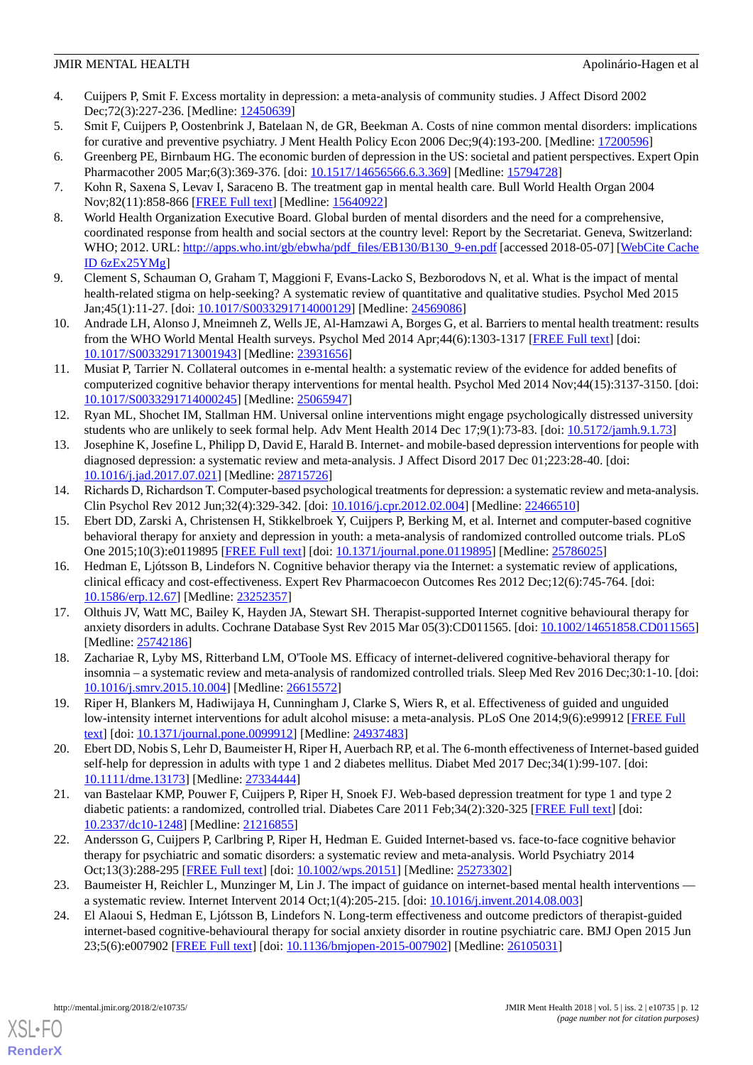4. Cuijpers P, Smit F. Excess mortality in depression: a meta-analysis of community studies. J Affect Disord 2002 Dec;72(3):227-236. [Medline: 12450639]
5. Smit F, Cuijpers P, Oostenbrink J, Batelaan N, de GR, Beekman A. Costs of nine common mental disorders: implications for curative and preventive psychiatry. J Ment Health Policy Econ 2006 Dec;9(4):193-200. [Medline: 17200596]
6. Greenberg PE, Birnbaum HG. The economic burden of depression in the US: societal and patient perspectives. Expert Opin Pharmacother 2005 Mar;6(3):369-376. [doi: 10.1517/14656566.6.3.369] [Medline: 15794728]
7. Kohn R, Saxena S, Levav I, Saraceno B. The treatment gap in mental health care. Bull World Health Organ 2004 Nov;82(11):858-866 [FREE Full text] [Medline: 15640922]
8. World Health Organization Executive Board. Global burden of mental disorders and the need for a comprehensive, coordinated response from health and social sectors at the country level: Report by the Secretariat. Geneva, Switzerland: WHO; 2012. URL: http://apps.who.int/gb/ebwha/pdf_files/EB130/B130_9-en.pdf [accessed 2018-05-07] [WebCite Cache ID 6zEx25YMg]
9. Clement S, Schauman O, Graham T, Maggioni F, Evans-Lacko S, Bezborodovs N, et al. What is the impact of mental health-related stigma on help-seeking? A systematic review of quantitative and qualitative studies. Psychol Med 2015 Jan;45(1):11-27. [doi: 10.1017/S0033291714000129] [Medline: 24569086]
10. Andrade LH, Alonso J, Mneimneh Z, Wells JE, Al-Hamzawi A, Borges G, et al. Barriers to mental health treatment: results from the WHO World Mental Health surveys. Psychol Med 2014 Apr;44(6):1303-1317 [FREE Full text] [doi: 10.1017/S0033291713001943] [Medline: 23931656]
11. Musiat P, Tarrier N. Collateral outcomes in e-mental health: a systematic review of the evidence for added benefits of computerized cognitive behavior therapy interventions for mental health. Psychol Med 2014 Nov;44(15):3137-3150. [doi: 10.1017/S0033291714000245] [Medline: 25065947]
12. Ryan ML, Shochet IM, Stallman HM. Universal online interventions might engage psychologically distressed university students who are unlikely to seek formal help. Adv Ment Health 2014 Dec 17;9(1):73-83. [doi: 10.5172/jamh.9.1.73]
13. Josephine K, Josefine L, Philipp D, David E, Harald B. Internet- and mobile-based depression interventions for people with diagnosed depression: a systematic review and meta-analysis. J Affect Disord 2017 Dec 01;223:28-40. [doi: 10.1016/j.jad.2017.07.021] [Medline: 28715726]
14. Richards D, Richardson T. Computer-based psychological treatments for depression: a systematic review and meta-analysis. Clin Psychol Rev 2012 Jun;32(4):329-342. [doi: 10.1016/j.cpr.2012.02.004] [Medline: 22466510]
15. Ebert DD, Zarski A, Christensen H, Stikkelbroek Y, Cuijpers P, Berking M, et al. Internet and computer-based cognitive behavioral therapy for anxiety and depression in youth: a meta-analysis of randomized controlled outcome trials. PLoS One 2015;10(3):e0119895 [FREE Full text] [doi: 10.1371/journal.pone.0119895] [Medline: 25786025]
16. Hedman E, Ljótsson B, Lindefors N. Cognitive behavior therapy via the Internet: a systematic review of applications, clinical efficacy and cost-effectiveness. Expert Rev Pharmacoecon Outcomes Res 2012 Dec;12(6):745-764. [doi: 10.1586/erp.12.67] [Medline: 23252357]
17. Olthuis JV, Watt MC, Bailey K, Hayden JA, Stewart SH. Therapist-supported Internet cognitive behavioural therapy for anxiety disorders in adults. Cochrane Database Syst Rev 2015 Mar 05(3):CD011565. [doi: 10.1002/14651858.CD011565] [Medline: 25742186]
18. Zachariae R, Lyby MS, Ritterband LM, O'Toole MS. Efficacy of internet-delivered cognitive-behavioral therapy for insomnia – a systematic review and meta-analysis of randomized controlled trials. Sleep Med Rev 2016 Dec;30:1-10. [doi: 10.1016/j.smrv.2015.10.004] [Medline: 26615572]
19. Riper H, Blankers M, Hadiwijaya H, Cunningham J, Clarke S, Wiers R, et al. Effectiveness of guided and unguided low-intensity internet interventions for adult alcohol misuse: a meta-analysis. PLoS One 2014;9(6):e99912 [FREE Full text] [doi: 10.1371/journal.pone.0099912] [Medline: 24937483]
20. Ebert DD, Nobis S, Lehr D, Baumeister H, Riper H, Auerbach RP, et al. The 6-month effectiveness of Internet-based guided self-help for depression in adults with type 1 and 2 diabetes mellitus. Diabet Med 2017 Dec;34(1):99-107. [doi: 10.1111/dme.13173] [Medline: 27334444]
21. van Bastelaar KMP, Pouwer F, Cuijpers P, Riper H, Snoek FJ. Web-based depression treatment for type 1 and type 2 diabetic patients: a randomized, controlled trial. Diabetes Care 2011 Feb;34(2):320-325 [FREE Full text] [doi: 10.2337/dc10-1248] [Medline: 21216855]
22. Andersson G, Cuijpers P, Carlbring P, Riper H, Hedman E. Guided Internet-based vs. face-to-face cognitive behavior therapy for psychiatric and somatic disorders: a systematic review and meta-analysis. World Psychiatry 2014 Oct;13(3):288-295 [FREE Full text] [doi: 10.1002/wps.20151] [Medline: 25273302]
23. Baumeister H, Reichler L, Munzinger M, Lin J. The impact of guidance on internet-based mental health interventions — a systematic review. Internet Intervent 2014 Oct;1(4):205-215. [doi: 10.1016/j.invent.2014.08.003]
24. El Alaoui S, Hedman E, Ljótsson B, Lindefors N. Long-term effectiveness and outcome predictors of therapist-guided internet-based cognitive-behavioural therapy for social anxiety disorder in routine psychiatric care. BMJ Open 2015 Jun 23;5(6):e007902 [FREE Full text] [doi: 10.1136/bmjopen-2015-007902] [Medline: 26105031]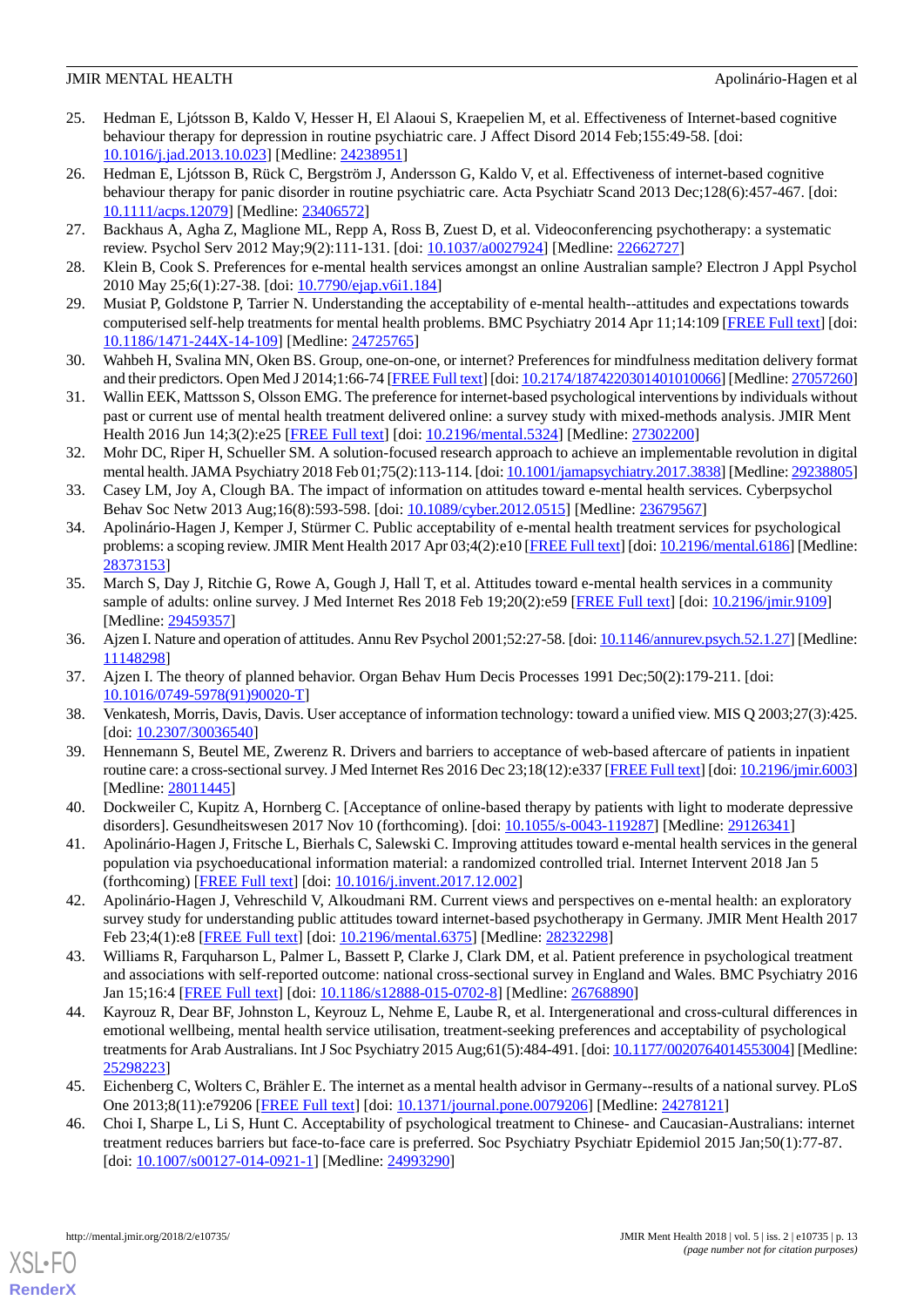25. Hedman E, Ljótsson B, Kaldo V, Hesser H, El Alaoui S, Kraepelien M, et al. Effectiveness of Internet-based cognitive behaviour therapy for depression in routine psychiatric care. J Affect Disord 2014 Feb;155:49-58. [doi: 10.1016/j.jad.2013.10.023] [Medline: 24238951]
26. Hedman E, Ljótsson B, Rück C, Bergström J, Andersson G, Kaldo V, et al. Effectiveness of internet-based cognitive behaviour therapy for panic disorder in routine psychiatric care. Acta Psychiatr Scand 2013 Dec;128(6):457-467. [doi: 10.1111/acps.12079] [Medline: 23406572]
27. Backhaus A, Agha Z, Maglione ML, Repp A, Ross B, Zuest D, et al. Videoconferencing psychotherapy: a systematic review. Psychol Serv 2012 May;9(2):111-131. [doi: 10.1037/a0027924] [Medline: 22662727]
28. Klein B, Cook S. Preferences for e-mental health services amongst an online Australian sample? Electron J Appl Psychol 2010 May 25;6(1):27-38. [doi: 10.7790/ejap.v6i1.184]
29. Musiat P, Goldstone P, Tarrier N. Understanding the acceptability of e-mental health--attitudes and expectations towards computerised self-help treatments for mental health problems. BMC Psychiatry 2014 Apr 11;14:109 [FREE Full text] [doi: 10.1186/1471-244X-14-109] [Medline: 24725765]
30. Wahbeh H, Svalina MN, Oken BS. Group, one-on-one, or internet? Preferences for mindfulness meditation delivery format and their predictors. Open Med J 2014;1:66-74 [FREE Full text] [doi: 10.2174/1874220301401010066] [Medline: 27057260]
31. Wallin EEK, Mattsson S, Olsson EMG. The preference for internet-based psychological interventions by individuals without past or current use of mental health treatment delivered online: a survey study with mixed-methods analysis. JMIR Ment Health 2016 Jun 14;3(2):e25 [FREE Full text] [doi: 10.2196/mental.5324] [Medline: 27302200]
32. Mohr DC, Riper H, Schueller SM. A solution-focused research approach to achieve an implementable revolution in digital mental health. JAMA Psychiatry 2018 Feb 01;75(2):113-114. [doi: 10.1001/jamapsychiatry.2017.3838] [Medline: 29238805]
33. Casey LM, Joy A, Clough BA. The impact of information on attitudes toward e-mental health services. Cyberpsychol Behav Soc Netw 2013 Aug;16(8):593-598. [doi: 10.1089/cyber.2012.0515] [Medline: 23679567]
34. Apolinário-Hagen J, Kemper J, Stürmer C. Public acceptability of e-mental health treatment services for psychological problems: a scoping review. JMIR Ment Health 2017 Apr 03;4(2):e10 [FREE Full text] [doi: 10.2196/mental.6186] [Medline: 28373153]
35. March S, Day J, Ritchie G, Rowe A, Gough J, Hall T, et al. Attitudes toward e-mental health services in a community sample of adults: online survey. J Med Internet Res 2018 Feb 19;20(2):e59 [FREE Full text] [doi: 10.2196/jmir.9109] [Medline: 29459357]
36. Ajzen I. Nature and operation of attitudes. Annu Rev Psychol 2001;52:27-58. [doi: 10.1146/annurev.psych.52.1.27] [Medline: 11148298]
37. Ajzen I. The theory of planned behavior. Organ Behav Hum Decis Processes 1991 Dec;50(2):179-211. [doi: 10.1016/0749-5978(91)90020-T]
38. Venkatesh, Morris, Davis, Davis. User acceptance of information technology: toward a unified view. MIS Q 2003;27(3):425. [doi: 10.2307/30036540]
39. Hennemann S, Beutel ME, Zwerenz R. Drivers and barriers to acceptance of web-based aftercare of patients in inpatient routine care: a cross-sectional survey. J Med Internet Res 2016 Dec 23;18(12):e337 [FREE Full text] [doi: 10.2196/jmir.6003] [Medline: 28011445]
40. Dockweiler C, Kupitz A, Hornberg C. [Acceptance of online-based therapy by patients with light to moderate depressive disorders]. Gesundheitswesen 2017 Nov 10 (forthcoming). [doi: 10.1055/s-0043-119287] [Medline: 29126341]
41. Apolinário-Hagen J, Fritsche L, Bierhals C, Salewski C. Improving attitudes toward e-mental health services in the general population via psychoeducational information material: a randomized controlled trial. Internet Intervent 2018 Jan 5 (forthcoming) [FREE Full text] [doi: 10.1016/j.invent.2017.12.002]
42. Apolinário-Hagen J, Vehreschild V, Alkoudmani RM. Current views and perspectives on e-mental health: an exploratory survey study for understanding public attitudes toward internet-based psychotherapy in Germany. JMIR Ment Health 2017 Feb 23;4(1):e8 [FREE Full text] [doi: 10.2196/mental.6375] [Medline: 28232298]
43. Williams R, Farquharson L, Palmer L, Bassett P, Clarke J, Clark DM, et al. Patient preference in psychological treatment and associations with self-reported outcome: national cross-sectional survey in England and Wales. BMC Psychiatry 2016 Jan 15;16:4 [FREE Full text] [doi: 10.1186/s12888-015-0702-8] [Medline: 26768890]
44. Kayrouz R, Dear BF, Johnston L, Keyrouz L, Nehme E, Laube R, et al. Intergenerational and cross-cultural differences in emotional wellbeing, mental health service utilisation, treatment-seeking preferences and acceptability of psychological treatments for Arab Australians. Int J Soc Psychiatry 2015 Aug;61(5):484-491. [doi: 10.1177/0020764014553004] [Medline: 25298223]
45. Eichenberg C, Wolters C, Brähler E. The internet as a mental health advisor in Germany--results of a national survey. PLoS One 2013;8(11):e79206 [FREE Full text] [doi: 10.1371/journal.pone.0079206] [Medline: 24278121]
46. Choi I, Sharpe L, Li S, Hunt C. Acceptability of psychological treatment to Chinese- and Caucasian-Australians: internet treatment reduces barriers but face-to-face care is preferred. Soc Psychiatry Psychiatr Epidemiol 2015 Jan;50(1):77-87. [doi: 10.1007/s00127-014-0921-1] [Medline: 24993290]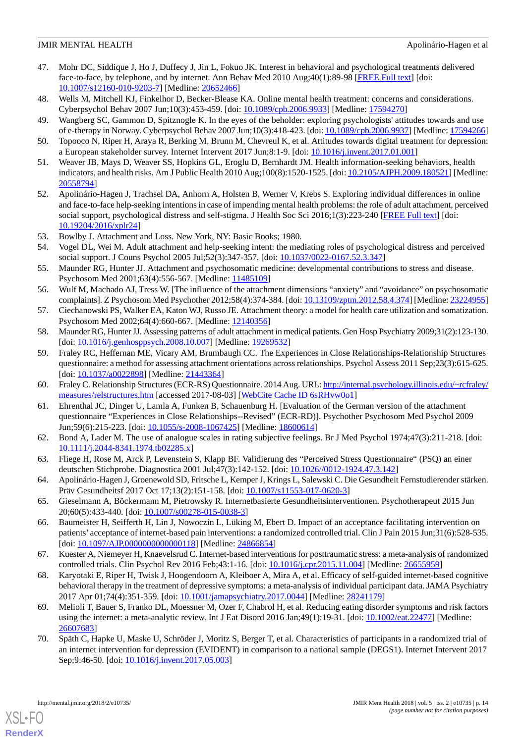47. Mohr DC, Siddique J, Ho J, Duffecy J, Jin L, Fokuo JK. Interest in behavioral and psychological treatments delivered face-to-face, by telephone, and by internet. Ann Behav Med 2010 Aug;40(1):89-98 [FREE Full text] [doi: 10.1007/s12160-010-9203-7] [Medline: 20652466]
48. Wells M, Mitchell KJ, Finkelhor D, Becker-Blease KA. Online mental health treatment: concerns and considerations. Cyberpsychol Behav 2007 Jun;10(3):453-459. [doi: 10.1089/cpb.2006.9933] [Medline: 17594270]
49. Wangberg SC, Gammon D, Spitznogle K. In the eyes of the beholder: exploring psychologists' attitudes towards and use of e-therapy in Norway. Cyberpsychol Behav 2007 Jun;10(3):418-423. [doi: 10.1089/cpb.2006.9937] [Medline: 17594266]
50. Topooco N, Riper H, Araya R, Berking M, Brunn M, Chevreul K, et al. Attitudes towards digital treatment for depression: a European stakeholder survey. Internet Intervent 2017 Jun;8:1-9. [doi: 10.1016/j.invent.2017.01.001]
51. Weaver JB, Mays D, Weaver SS, Hopkins GL, Eroglu D, Bernhardt JM. Health information-seeking behaviors, health indicators, and health risks. Am J Public Health 2010 Aug;100(8):1520-1525. [doi: 10.2105/AJPH.2009.180521] [Medline: 20558794]
52. Apolinário-Hagen J, Trachsel DA, Anhorn A, Holsten B, Werner V, Krebs S. Exploring individual differences in online and face-to-face help-seeking intentions in case of impending mental health problems: the role of adult attachment, perceived social support, psychological distress and self-stigma. J Health Soc Sci 2016;1(3):223-240 [FREE Full text] [doi: 10.19204/2016/xplr24]
53. Bowlby J. Attachment and Loss. New York, NY: Basic Books; 1980.
54. Vogel DL, Wei M. Adult attachment and help-seeking intent: the mediating roles of psychological distress and perceived social support. J Couns Psychol 2005 Jul;52(3):347-357. [doi: 10.1037/0022-0167.52.3.347]
55. Maunder RG, Hunter JJ. Attachment and psychosomatic medicine: developmental contributions to stress and disease. Psychosom Med 2001;63(4):556-567. [Medline: 11485109]
56. Wulf M, Machado AJ, Tress W. [The influence of the attachment dimensions “anxiety” and “avoidance” on psychosomatic complaints]. Z Psychosom Med Psychother 2012;58(4):374-384. [doi: 10.13109/zptm.2012.58.4.374] [Medline: 23224955]
57. Ciechanowski PS, Walker EA, Katon WJ, Russo JE. Attachment theory: a model for health care utilization and somatization. Psychosom Med 2002;64(4):660-667. [Medline: 12140356]
58. Maunder RG, Hunter JJ. Assessing patterns of adult attachment in medical patients. Gen Hosp Psychiatry 2009;31(2):123-130. [doi: 10.1016/j.genhosppsych.2008.10.007] [Medline: 19269532]
59. Fraley RC, Heffernan ME, Vicary AM, Brumbaugh CC. The Experiences in Close Relationships-Relationship Structures questionnaire: a method for assessing attachment orientations across relationships. Psychol Assess 2011 Sep;23(3):615-625. [doi: 10.1037/a0022898] [Medline: 21443364]
60. Fraley C. Relationship Structures (ECR-RS) Questionnaire. 2014 Aug. URL: http://internal.psychology.illinois.edu/~rcfraley/measures/relstructures.htm [accessed 2017-08-03] [WebCite Cache ID 6sRHvw0o1]
61. Ehrenthal JC, Dinger U, Lamla A, Funken B, Schauenburg H. [Evaluation of the German version of the attachment questionnaire “Experiences in Close Relationships--Revised” (ECR-RD)]. Psychother Psychosom Med Psychol 2009 Jun;59(6):215-223. [doi: 10.1055/s-2008-1067425] [Medline: 18600614]
62. Bond A, Lader M. The use of analogue scales in rating subjective feelings. Br J Med Psychol 1974;47(3):211-218. [doi: 10.1111/j.2044-8341.1974.tb02285.x]
63. Fliege H, Rose M, Arck P, Levenstein S, Klapp BF. Validierung des “Perceived Stress Questionnaire“ (PSQ) an einer deutschen Stichprobe. Diagnostica 2001 Jul;47(3):142-152. [doi: 10.1026//0012-1924.47.3.142]
64. Apolinário-Hagen J, Groenewold SD, Fritsche L, Kemper J, Krings L, Salewski C. Die Gesundheit Fernstudierender stärken. Präv Gesundheitsf 2017 Oct 17;13(2):151-158. [doi: 10.1007/s11553-017-0620-3]
65. Gieselmann A, Böckermann M, Pietrowsky R. Internetbasierte Gesundheitsinterventionen. Psychotherapeut 2015 Jun 20;60(5):433-440. [doi: 10.1007/s00278-015-0038-3]
66. Baumeister H, Seifferth H, Lin J, Nowoczin L, Lüking M, Ebert D. Impact of an acceptance facilitating intervention on patients' acceptance of internet-based pain interventions: a randomized controlled trial. Clin J Pain 2015 Jun;31(6):528-535. [doi: 10.1097/AJP.0000000000000118] [Medline: 24866854]
67. Kuester A, Niemeyer H, Knaevelsrud C. Internet-based interventions for posttraumatic stress: a meta-analysis of randomized controlled trials. Clin Psychol Rev 2016 Feb;43:1-16. [doi: 10.1016/j.cpr.2015.11.004] [Medline: 26655959]
68. Karyotaki E, Riper H, Twisk J, Hoogendoorn A, Kleiboer A, Mira A, et al. Efficacy of self-guided internet-based cognitive behavioral therapy in the treatment of depressive symptoms: a meta-analysis of individual participant data. JAMA Psychiatry 2017 Apr 01;74(4):351-359. [doi: 10.1001/jamapsychiatry.2017.0044] [Medline: 28241179]
69. Melioli T, Bauer S, Franko DL, Moessner M, Ozer F, Chabrol H, et al. Reducing eating disorder symptoms and risk factors using the internet: a meta-analytic review. Int J Eat Disord 2016 Jan;49(1):19-31. [doi: 10.1002/eat.22477] [Medline: 26607683]
70. Späth C, Hapke U, Maske U, Schröder J, Moritz S, Berger T, et al. Characteristics of participants in a randomized trial of an internet intervention for depression (EVIDENT) in comparison to a national sample (DEGS1). Internet Intervent 2017 Sep;9:46-50. [doi: 10.1016/j.invent.2017.05.003]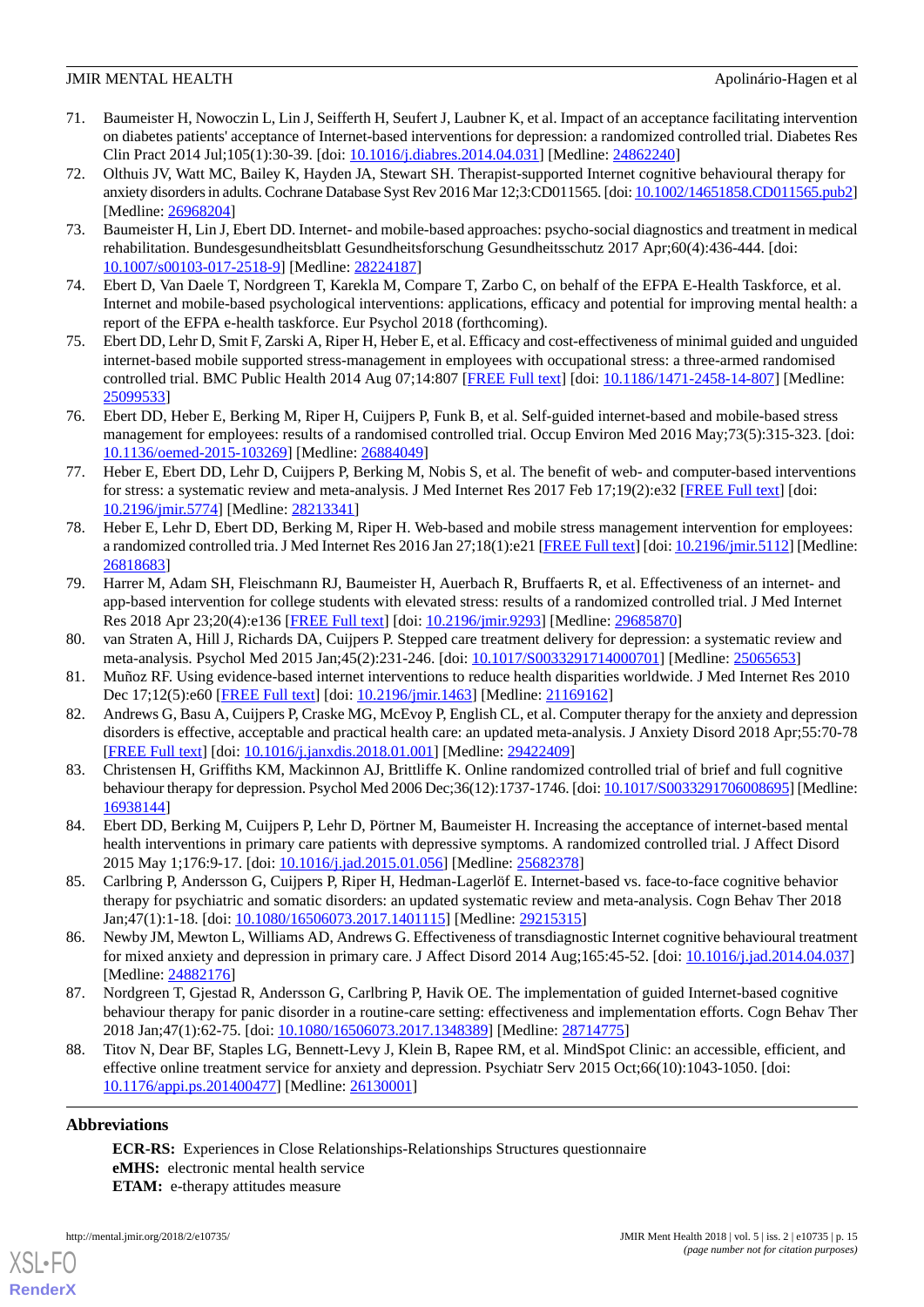71. Baumeister H, Nowoczin L, Lin J, Seifferth H, Seufert J, Laubner K, et al. Impact of an acceptance facilitating intervention on diabetes patients' acceptance of Internet-based interventions for depression: a randomized controlled trial. Diabetes Res Clin Pract 2014 Jul;105(1):30-39. [doi: 10.1016/j.diabres.2014.04.031] [Medline: 24862240]
72. Olthuis JV, Watt MC, Bailey K, Hayden JA, Stewart SH. Therapist-supported Internet cognitive behavioural therapy for anxiety disorders in adults. Cochrane Database Syst Rev 2016 Mar 12;3:CD011565. [doi: 10.1002/14651858.CD011565.pub2] [Medline: 26968204]
73. Baumeister H, Lin J, Ebert DD. Internet- and mobile-based approaches: psycho-social diagnostics and treatment in medical rehabilitation. Bundesgesundheitsblatt Gesundheitsforschung Gesundheitsschutz 2017 Apr;60(4):436-444. [doi: 10.1007/s00103-017-2518-9] [Medline: 28224187]
74. Ebert D, Van Daele T, Nordgreen T, Karekla M, Compare T, Zarbo C, on behalf of the EFPA E-Health Taskforce, et al. Internet and mobile-based psychological interventions: applications, efficacy and potential for improving mental health: a report of the EFPA e-health taskforce. Eur Psychol 2018 (forthcoming).
75. Ebert DD, Lehr D, Smit F, Zarski A, Riper H, Heber E, et al. Efficacy and cost-effectiveness of minimal guided and unguided internet-based mobile supported stress-management in employees with occupational stress: a three-armed randomised controlled trial. BMC Public Health 2014 Aug 07;14:807 [FREE Full text] [doi: 10.1186/1471-2458-14-807] [Medline: 25099533]
76. Ebert DD, Heber E, Berking M, Riper H, Cuijpers P, Funk B, et al. Self-guided internet-based and mobile-based stress management for employees: results of a randomised controlled trial. Occup Environ Med 2016 May;73(5):315-323. [doi: 10.1136/oemed-2015-103269] [Medline: 26884049]
77. Heber E, Ebert DD, Lehr D, Cuijpers P, Berking M, Nobis S, et al. The benefit of web- and computer-based interventions for stress: a systematic review and meta-analysis. J Med Internet Res 2017 Feb 17;19(2):e32 [FREE Full text] [doi: 10.2196/jmir.5774] [Medline: 28213341]
78. Heber E, Lehr D, Ebert DD, Berking M, Riper H. Web-based and mobile stress management intervention for employees: a randomized controlled tria. J Med Internet Res 2016 Jan 27;18(1):e21 [FREE Full text] [doi: 10.2196/jmir.5112] [Medline: 26818683]
79. Harrer M, Adam SH, Fleischmann RJ, Baumeister H, Auerbach R, Bruffaerts R, et al. Effectiveness of an internet- and app-based intervention for college students with elevated stress: results of a randomized controlled trial. J Med Internet Res 2018 Apr 23;20(4):e136 [FREE Full text] [doi: 10.2196/jmir.9293] [Medline: 29685870]
80. van Straten A, Hill J, Richards DA, Cuijpers P. Stepped care treatment delivery for depression: a systematic review and meta-analysis. Psychol Med 2015 Jan;45(2):231-246. [doi: 10.1017/S0033291714000701] [Medline: 25065653]
81. Muñoz RF. Using evidence-based internet interventions to reduce health disparities worldwide. J Med Internet Res 2010 Dec 17;12(5):e60 [FREE Full text] [doi: 10.2196/jmir.1463] [Medline: 21169162]
82. Andrews G, Basu A, Cuijpers P, Craske MG, McEvoy P, English CL, et al. Computer therapy for the anxiety and depression disorders is effective, acceptable and practical health care: an updated meta-analysis. J Anxiety Disord 2018 Apr;55:70-78 [FREE Full text] [doi: 10.1016/j.janxdis.2018.01.001] [Medline: 29422409]
83. Christensen H, Griffiths KM, Mackinnon AJ, Brittliffe K. Online randomized controlled trial of brief and full cognitive behaviour therapy for depression. Psychol Med 2006 Dec;36(12):1737-1746. [doi: 10.1017/S0033291706008695] [Medline: 16938144]
84. Ebert DD, Berking M, Cuijpers P, Lehr D, Pörtner M, Baumeister H. Increasing the acceptance of internet-based mental health interventions in primary care patients with depressive symptoms. A randomized controlled trial. J Affect Disord 2015 May 1;176:9-17. [doi: 10.1016/j.jad.2015.01.056] [Medline: 25682378]
85. Carlbring P, Andersson G, Cuijpers P, Riper H, Hedman-Lagerlöf E. Internet-based vs. face-to-face cognitive behavior therapy for psychiatric and somatic disorders: an updated systematic review and meta-analysis. Cogn Behav Ther 2018 Jan;47(1):1-18. [doi: 10.1080/16506073.2017.1401115] [Medline: 29215315]
86. Newby JM, Mewton L, Williams AD, Andrews G. Effectiveness of transdiagnostic Internet cognitive behavioural treatment for mixed anxiety and depression in primary care. J Affect Disord 2014 Aug;165:45-52. [doi: 10.1016/j.jad.2014.04.037] [Medline: 24882176]
87. Nordgreen T, Gjestad R, Andersson G, Carlbring P, Havik OE. The implementation of guided Internet-based cognitive behaviour therapy for panic disorder in a routine-care setting: effectiveness and implementation efforts. Cogn Behav Ther 2018 Jan;47(1):62-75. [doi: 10.1080/16506073.2017.1348389] [Medline: 28714775]
88. Titov N, Dear BF, Staples LG, Bennett-Levy J, Klein B, Rapee RM, et al. MindSpot Clinic: an accessible, efficient, and effective online treatment service for anxiety and depression. Psychiatr Serv 2015 Oct;66(10):1043-1050. [doi: 10.1176/appi.ps.201400477] [Medline: 26130001]

## Abbreviations

**ECR-RS:** Experiences in Close Relationships-Relationships Structures questionnaire
**eMHS:** electronic mental health service
**ETAM:** e-therapy attitudes measure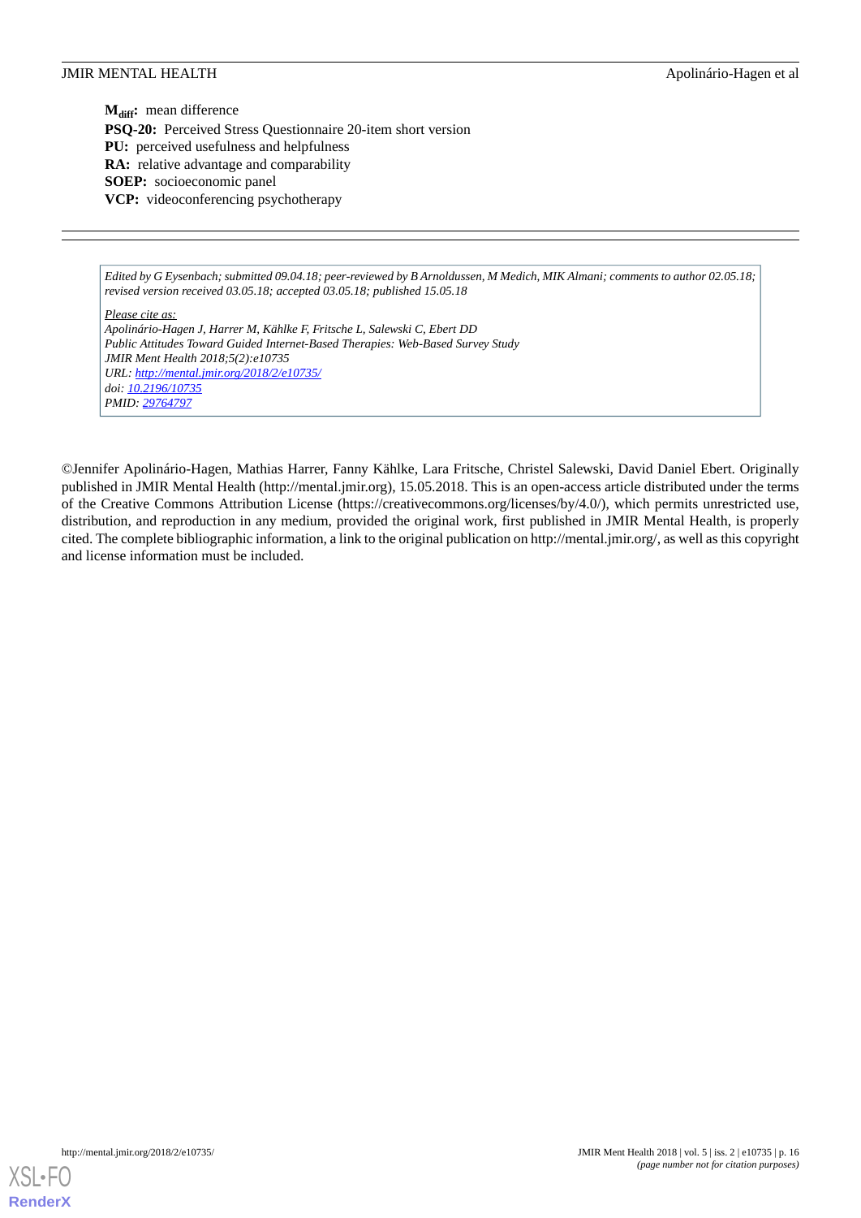**$M_{diff}$:** mean difference
**PSQ-20:** Perceived Stress Questionnaire 20-item short version
**PU:** perceived usefulness and helpfulness
**RA:** relative advantage and comparability
**SOEP:** socioeconomic panel
**VCP:** videoconferencing psychotherapy

---

*Edited by G Eysenbach; submitted 09.04.18; peer-reviewed by B Arnoldussen, M Medich, MIK Almani; comments to author 02.05.18; revised version received 03.05.18; accepted 03.05.18; published 15.05.18*

*Please cite as:*
*Apolinário-Hagen J, Harrer M, Kählke F, Fritsche L, Salewski C, Ebert DD*
*Public Attitudes Toward Guided Internet-Based Therapies: Web-Based Survey Study*
*JMIR Ment Health 2018;5(2):e10735*
*URL: http://mental.jmir.org/2018/2/e10735/*
*doi: 10.2196/10735*
*PMID: 29764797*

©Jennifer Apolinário-Hagen, Mathias Harrer, Fanny Kählke, Lara Fritsche, Christel Salewski, David Daniel Ebert. Originally published in JMIR Mental Health (http://mental.jmir.org), 15.05.2018. This is an open-access article distributed under the terms of the Creative Commons Attribution License (https://creativecommons.org/licenses/by/4.0/), which permits unrestricted use, distribution, and reproduction in any medium, provided the original work, first published in JMIR Mental Health, is properly cited. The complete bibliographic information, a link to the original publication on http://mental.jmir.org/, as well as this copyright and license information must be included.